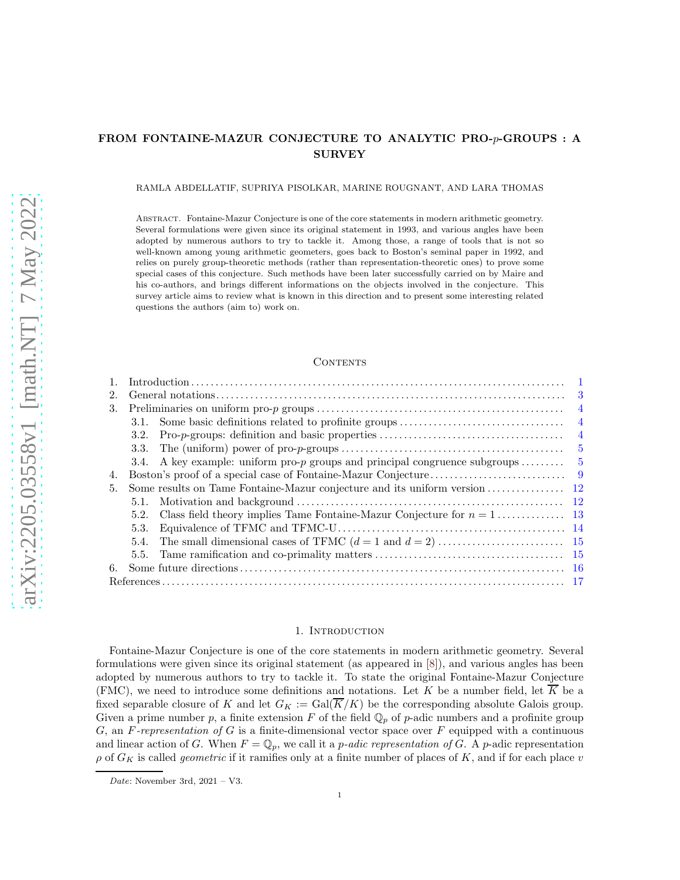# FROM FONTAINE-MAZUR CONJECTURE TO ANALYTIC PRO-$p$-GROUPS : A SURVEY

RAMLA ABDELLATIF, SUPRIYA PISOLKAR, MARINE ROUGNANT, AND LARA THOMAS

Abstract. Fontaine-Mazur Conjecture is one of the core statements in modern arithmetic geometry. Several formulations were given since its original statement in 1993, and various angles have been adopted by numerous authors to try to tackle it. Among those, a range of tools that is not so well-known among young arithmetic geometers, goes back to Boston's seminal paper in 1992, and relies on purely group-theoretic methods (rather than representation-theoretic ones) to prove some special cases of this conjecture. Such methods have been later successfully carried on by Maire and his co-authors, and brings different informations on the objects involved in the conjecture. This survey article aims to review what is known in this direction and to present some interesting related questions the authors (aim to) work on.

## Contents

1. Introduction ... 1
2. General notations ... 3
3. Preliminaries on uniform pro-$p$ groups ... 4
   - 3.1. Some basic definitions related to profinite groups ... 4
   - 3.2. Pro-$p$-groups: definition and basic properties ... 4
   - 3.3. The (uniform) power of pro-$p$-groups ... 5
   - 3.4. A key example: uniform pro-$p$ groups and principal congruence subgroups ... 5
4. Boston's proof of a special case of Fontaine-Mazur Conjecture ... 9
5. Some results on Tame Fontaine-Mazur conjecture and its uniform version ... 12
   - 5.1. Motivation and background ... 12
   - 5.2. Class field theory implies Tame Fontaine-Mazur Conjecture for $n = 1$ ... 13
   - 5.3. Equivalence of TFMC and TFMC-U ... 14
   - 5.4. The small dimensional cases of TFMC ($d = 1$ and $d = 2$) ... 15
   - 5.5. Tame ramification and co-primality matters ... 15
6. Some future directions ... 16

References ... 17

## 1. Introduction

Fontaine-Mazur Conjecture is one of the core statements in modern arithmetic geometry. Several formulations were given since its original statement (as appeared in [8]), and various angles has been adopted by numerous authors to try to tackle it. To state the original Fontaine-Mazur Conjecture (FMC), we need to introduce some definitions and notations. Let $K$ be a number field, let $\overline{K}$ be a fixed separable closure of $K$ and let $G_K := \mathrm{Gal}(\overline{K}/K)$ be the corresponding absolute Galois group. Given a prime number $p$, a finite extension $F$ of the field $\mathbb{Q}_p$ of $p$-adic numbers and a profinite group $G$, an *$F$-representation of $G$* is a finite-dimensional vector space over $F$ equipped with a continuous and linear action of $G$. When $F = \mathbb{Q}_p$, we call it a *$p$-adic representation of $G$*. A $p$-adic representation $\rho$ of $G_K$ is called *geometric* if it ramifies only at a finite number of places of $K$, and if for each place $v$

*Date*: November 3rd, 2021 – V3.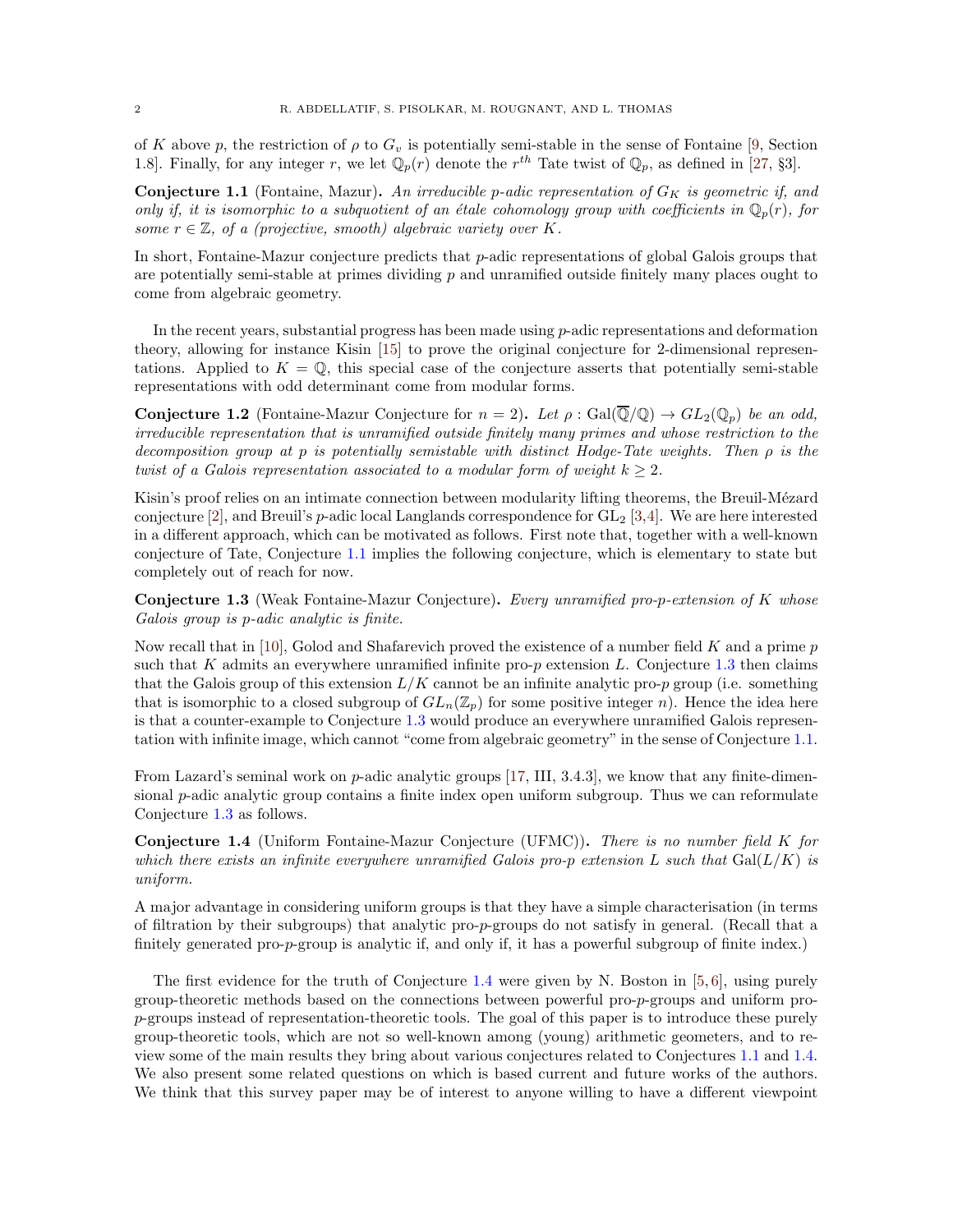of $K$ above $p$, the restriction of $\rho$ to $G_v$ is potentially semi-stable in the sense of Fontaine [9, Section 1.8]. Finally, for any integer $r$, we let $\mathbb{Q}_p(r)$ denote the $r^{th}$ Tate twist of $\mathbb{Q}_p$, as defined in [27, §3].

**Conjecture 1.1** (Fontaine, Mazur)**.** *An irreducible $p$-adic representation of $G_K$ is geometric if, and only if, it is isomorphic to a subquotient of an étale cohomology group with coefficients in $\mathbb{Q}_p(r)$, for some $r \in \mathbb{Z}$, of a (projective, smooth) algebraic variety over $K$.*

In short, Fontaine-Mazur conjecture predicts that $p$-adic representations of global Galois groups that are potentially semi-stable at primes dividing $p$ and unramified outside finitely many places ought to come from algebraic geometry.

In the recent years, substantial progress has been made using $p$-adic representations and deformation theory, allowing for instance Kisin [15] to prove the original conjecture for 2-dimensional representations. Applied to $K = \mathbb{Q}$, this special case of the conjecture asserts that potentially semi-stable representations with odd determinant come from modular forms.

**Conjecture 1.2** (Fontaine-Mazur Conjecture for $n = 2$)**.** *Let $\rho : \mathrm{Gal}(\overline{\mathbb{Q}}/\mathbb{Q}) \to GL_2(\mathbb{Q}_p)$ be an odd, irreducible representation that is unramified outside finitely many primes and whose restriction to the decomposition group at $p$ is potentially semistable with distinct Hodge-Tate weights. Then $\rho$ is the twist of a Galois representation associated to a modular form of weight $k \geq 2$.*

Kisin's proof relies on an intimate connection between modularity lifting theorems, the Breuil-Mézard conjecture [2], and Breuil's $p$-adic local Langlands correspondence for $\mathrm{GL}_2$ [3,4]. We are here interested in a different approach, which can be motivated as follows. First note that, together with a well-known conjecture of Tate, Conjecture 1.1 implies the following conjecture, which is elementary to state but completely out of reach for now.

**Conjecture 1.3** (Weak Fontaine-Mazur Conjecture)**.** *Every unramified pro-$p$-extension of $K$ whose Galois group is $p$-adic analytic is finite.*

Now recall that in [10], Golod and Shafarevich proved the existence of a number field $K$ and a prime $p$ such that $K$ admits an everywhere unramified infinite pro-$p$ extension $L$. Conjecture 1.3 then claims that the Galois group of this extension $L/K$ cannot be an infinite analytic pro-$p$ group (i.e. something that is isomorphic to a closed subgroup of $GL_n(\mathbb{Z}_p)$ for some positive integer $n$). Hence the idea here is that a counter-example to Conjecture 1.3 would produce an everywhere unramified Galois representation with infinite image, which cannot "come from algebraic geometry" in the sense of Conjecture 1.1.

From Lazard's seminal work on $p$-adic analytic groups [17, III, 3.4.3], we know that any finite-dimensional $p$-adic analytic group contains a finite index open uniform subgroup. Thus we can reformulate Conjecture 1.3 as follows.

**Conjecture 1.4** (Uniform Fontaine-Mazur Conjecture (UFMC))**.** *There is no number field $K$ for which there exists an infinite everywhere unramified Galois pro-$p$ extension $L$ such that $\mathrm{Gal}(L/K)$ is uniform.*

A major advantage in considering uniform groups is that they have a simple characterisation (in terms of filtration by their subgroups) that analytic pro-$p$-groups do not satisfy in general. (Recall that a finitely generated pro-$p$-group is analytic if, and only if, it has a powerful subgroup of finite index.)

The first evidence for the truth of Conjecture 1.4 were given by N. Boston in [5,6], using purely group-theoretic methods based on the connections between powerful pro-$p$-groups and uniform pro-$p$-groups instead of representation-theoretic tools. The goal of this paper is to introduce these purely group-theoretical tools, which are not so well-known among (young) arithmetic geometers, and to review some of the main results they bring about various conjectures related to Conjectures 1.1 and 1.4. We also present some related questions on which is based current and future works of the authors. We think that this survey paper may be of interest to anyone willing to have a different viewpoint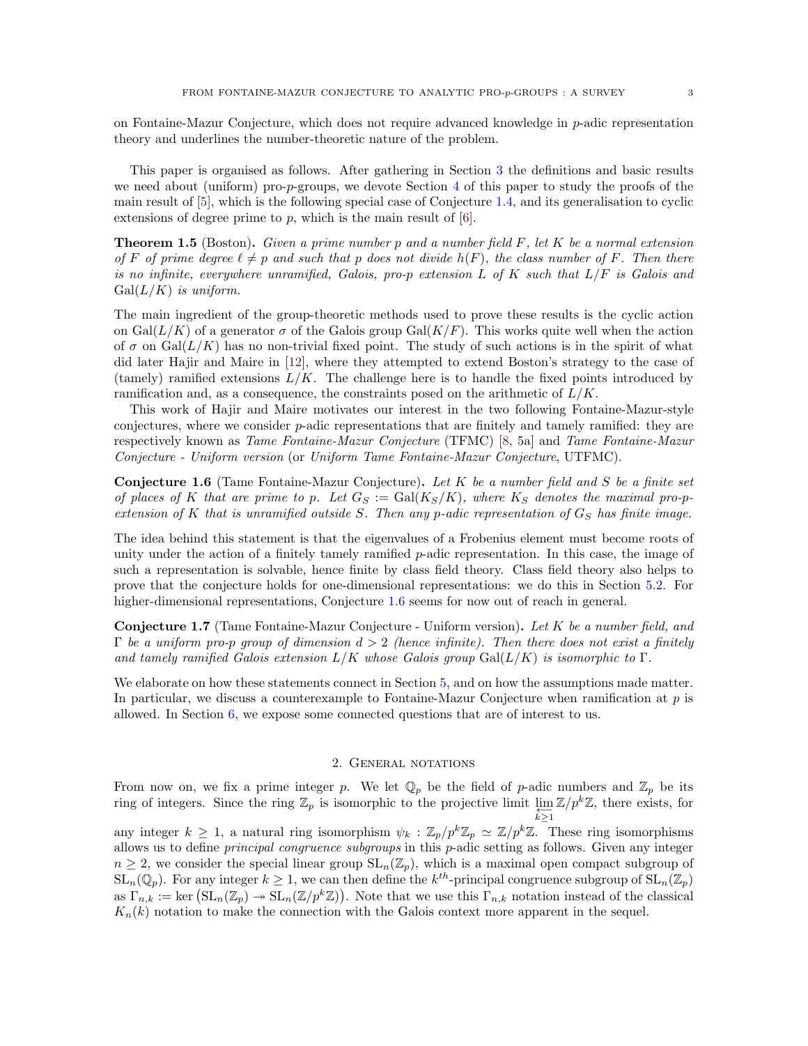on Fontaine-Mazur Conjecture, which does not require advanced knowledge in $p$-adic representation theory and underlines the number-theoretic nature of the problem.

This paper is organised as follows. After gathering in Section 3 the definitions and basic results we need about (uniform) pro-$p$-groups, we devote Section 4 of this paper to study the proofs of the main result of [5], which is the following special case of Conjecture 1.4, and its generalisation to cyclic extensions of degree prime to $p$, which is the main result of [6].

**Theorem 1.5** (Boston)**.** *Given a prime number $p$ and a number field $F$, let $K$ be a normal extension of $F$ of prime degree $\ell \neq p$ and such that $p$ does not divide $h(F)$, the class number of $F$. Then there is no infinite, everywhere unramified, Galois, pro-p extension $L$ of $K$ such that $L/F$ is Galois and $\mathrm{Gal}(L/K)$ is uniform.*

The main ingredient of the group-theoretic methods used to prove these results is the cyclic action on $\mathrm{Gal}(L/K)$ of a generator $\sigma$ of the Galois group $\mathrm{Gal}(K/F)$. This works quite well when the action of $\sigma$ on $\mathrm{Gal}(L/K)$ has no non-trivial fixed point. The study of such actions is in the spirit of what did later Hajir and Maire in [12], where they attempted to extend Boston's strategy to the case of (tamely) ramified extensions $L/K$. The challenge here is to handle the fixed points introduced by ramification and, as a consequence, the constraints posed on the arithmetic of $L/K$.

This work of Hajir and Maire motivates our interest in the two following Fontaine-Mazur-style conjectures, where we consider $p$-adic representations that are finitely and tamely ramified: they are respectively known as *Tame Fontaine-Mazur Conjecture* (TFMC) [8, 5a] and *Tame Fontaine-Mazur Conjecture - Uniform version* (or *Uniform Tame Fontaine-Mazur Conjecture*, UTFMC).

**Conjecture 1.6** (Tame Fontaine-Mazur Conjecture)**.** *Let $K$ be a number field and $S$ be a finite set of places of $K$ that are prime to $p$. Let $G_S := \mathrm{Gal}(K_S/K)$, where $K_S$ denotes the maximal pro-p-extension of $K$ that is unramified outside $S$. Then any $p$-adic representation of $G_S$ has finite image.*

The idea behind this statement is that the eigenvalues of a Frobenius element must become roots of unity under the action of a finitely tamely ramified $p$-adic representation. In this case, the image of such a representation is solvable, hence finite by class field theory. Class field theory also helps to prove that the conjecture holds for one-dimensional representations: we do this in Section 5.2. For higher-dimensional representations, Conjecture 1.6 seems for now out of reach in general.

**Conjecture 1.7** (Tame Fontaine-Mazur Conjecture - Uniform version)**.** *Let $K$ be a number field, and $\Gamma$ be a uniform pro-p group of dimension $d > 2$ (hence infinite). Then there does not exist a finitely and tamely ramified Galois extension $L/K$ whose Galois group $\mathrm{Gal}(L/K)$ is isomorphic to $\Gamma$.*

We elaborate on how these statements connect in Section 5, and on how the assumptions made matter. In particular, we discuss a counterexample to Fontaine-Mazur Conjecture when ramification at $p$ is allowed. In Section 6, we expose some connected questions that are of interest to us.

## 2. General notations

From now on, we fix a prime integer $p$. We let $\mathbb{Q}_p$ be the field of $p$-adic numbers and $\mathbb{Z}_p$ be its ring of integers. Since the ring $\mathbb{Z}_p$ is isomorphic to the projective limit $\varprojlim_{k\geq 1} \mathbb{Z}/p^k\mathbb{Z}$, there exists, for any integer $k \geq 1$, a natural ring isomorphism $\psi_k : \mathbb{Z}_p/p^k\mathbb{Z}_p \simeq \mathbb{Z}/p^k\mathbb{Z}$. These ring isomorphisms allows us to define *principal congruence subgroups* in this $p$-adic setting as follows. Given any integer $n \geq 2$, we consider the special linear group $\mathrm{SL}_n(\mathbb{Z}_p)$, which is a maximal open compact subgroup of $\mathrm{SL}_n(\mathbb{Q}_p)$. For any integer $k \geq 1$, we can then define the $k^{th}$-principal congruence subgroup of $\mathrm{SL}_n(\mathbb{Z}_p)$ as $\Gamma_{n,k} := \ker\left(\mathrm{SL}_n(\mathbb{Z}_p) \twoheadrightarrow \mathrm{SL}_n(\mathbb{Z}/p^k\mathbb{Z})\right)$. Note that we use this $\Gamma_{n,k}$ notation instead of the classical $K_n(k)$ notation to make the connection with the Galois context more apparent in the sequel.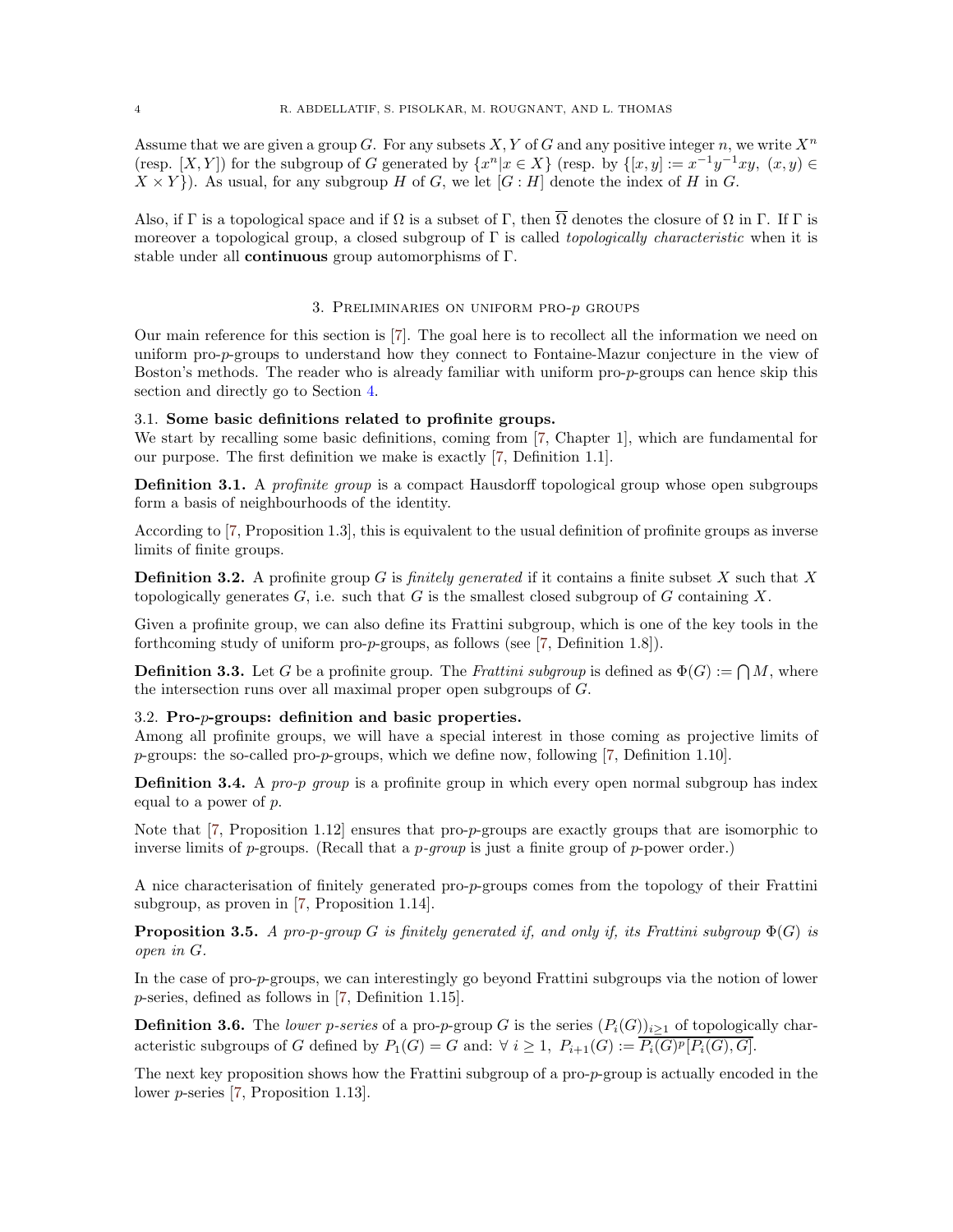Assume that we are given a group $G$. For any subsets $X, Y$ of $G$ and any positive integer $n$, we write $X^n$ (resp. $[X, Y]$) for the subgroup of $G$ generated by $\{x^n | x \in X\}$ (resp. by $\{[x, y] := x^{-1}y^{-1}xy,\ (x, y) \in X \times Y\}$). As usual, for any subgroup $H$ of $G$, we let $[G : H]$ denote the index of $H$ in $G$.

Also, if $\Gamma$ is a topological space and if $\Omega$ is a subset of $\Gamma$, then $\overline{\Omega}$ denotes the closure of $\Omega$ in $\Gamma$. If $\Gamma$ is moreover a topological group, a closed subgroup of $\Gamma$ is called *topologically characteristic* when it is stable under all **continuous** group automorphisms of $\Gamma$.

## 3. Preliminaries on uniform pro-$p$ groups

Our main reference for this section is [7]. The goal here is to recollect all the information we need on uniform pro-$p$-groups to understand how they connect to Fontaine-Mazur conjecture in the view of Boston's methods. The reader who is already familiar with uniform pro-$p$-groups can hence skip this section and directly go to Section 4.

### 3.1. Some basic definitions related to profinite groups.

We start by recalling some basic definitions, coming from [7, Chapter 1], which are fundamental for our purpose. The first definition we make is exactly [7, Definition 1.1].

**Definition 3.1.** A *profinite group* is a compact Hausdorff topological group whose open subgroups form a basis of neighbourhoods of the identity.

According to [7, Proposition 1.3], this is equivalent to the usual definition of profinite groups as inverse limits of finite groups.

**Definition 3.2.** A profinite group $G$ is *finitely generated* if it contains a finite subset $X$ such that $X$ topologically generates $G$, i.e. such that $G$ is the smallest closed subgroup of $G$ containing $X$.

Given a profinite group, we can also define its Frattini subgroup, which is one of the key tools in the forthcoming study of uniform pro-$p$-groups, as follows (see [7, Definition 1.8]).

**Definition 3.3.** Let $G$ be a profinite group. The *Frattini subgroup* is defined as $\Phi(G) := \bigcap M$, where the intersection runs over all maximal proper open subgroups of $G$.

### 3.2. Pro-$p$-groups: definition and basic properties.

Among all profinite groups, we will have a special interest in those coming as projective limits of $p$-groups: the so-called pro-$p$-groups, which we define now, following [7, Definition 1.10].

**Definition 3.4.** A *pro-$p$ group* is a profinite group in which every open normal subgroup has index equal to a power of $p$.

Note that [7, Proposition 1.12] ensures that pro-$p$-groups are exactly groups that are isomorphic to inverse limits of $p$-groups. (Recall that a *$p$-group* is just a finite group of $p$-power order.)

A nice characterisation of finitely generated pro-$p$-groups comes from the topology of their Frattini subgroup, as proven in [7, Proposition 1.14].

**Proposition 3.5.** *A pro-$p$-group $G$ is finitely generated if, and only if, its Frattini subgroup $\Phi(G)$ is open in $G$.*

In the case of pro-$p$-groups, we can interestingly go beyond Frattini subgroups via the notion of lower $p$-series, defined as follows in [7, Definition 1.15].

**Definition 3.6.** The *lower $p$-series* of a pro-$p$-group $G$ is the series $(P_i(G))_{i \geq 1}$ of topologically characteristic subgroups of $G$ defined by $P_1(G) = G$ and: $\forall\ i \geq 1,\ P_{i+1}(G) := \overline{P_i(G)^p[P_i(G), G]}$.

The next key proposition shows how the Frattini subgroup of a pro-$p$-group is actually encoded in the lower $p$-series [7, Proposition 1.13].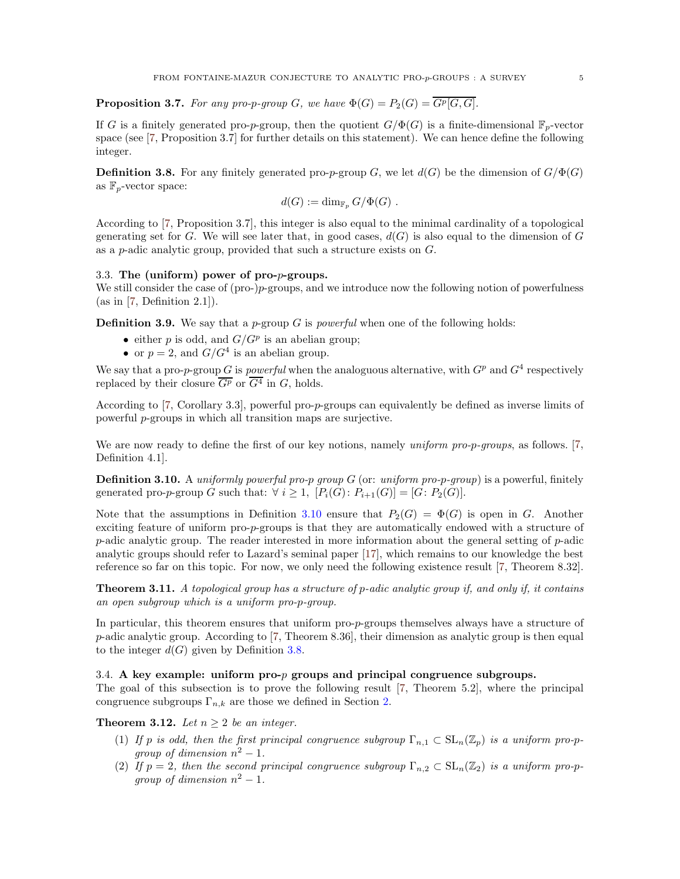**Proposition 3.7.** *For any pro-$p$-group $G$, we have $\Phi(G) = P_2(G) = \overline{G^p[G,G]}$.*

If $G$ is a finitely generated pro-$p$-group, then the quotient $G/\Phi(G)$ is a finite-dimensional $\mathbb{F}_p$-vector space (see [7, Proposition 3.7] for further details on this statement). We can hence define the following integer.

**Definition 3.8.** For any finitely generated pro-$p$-group $G$, we let $d(G)$ be the dimension of $G/\Phi(G)$ as $\mathbb{F}_p$-vector space:

$$d(G) := \dim_{\mathbb{F}_p} G/\Phi(G) .$$

According to [7, Proposition 3.7], this integer is also equal to the minimal cardinality of a topological generating set for $G$. We will see later that, in good cases, $d(G)$ is also equal to the dimension of $G$ as a $p$-adic analytic group, provided that such a structure exists on $G$.

### 3.3. The (uniform) power of pro-$p$-groups.

We still consider the case of (pro-)$p$-groups, and we introduce now the following notion of powerfulness (as in [7, Definition 2.1]).

**Definition 3.9.** We say that a $p$-group $G$ is *powerful* when one of the following holds:

- either $p$ is odd, and $G/G^p$ is an abelian group;
- or $p = 2$, and $G/G^4$ is an abelian group.

We say that a pro-$p$-group $G$ is *powerful* when the analoguous alternative, with $G^p$ and $G^4$ respectively replaced by their closure $\overline{G^p}$ or $\overline{G^4}$ in $G$, holds.

According to [7, Corollary 3.3], powerful pro-$p$-groups can equivalently be defined as inverse limits of powerful $p$-groups in which all transition maps are surjective.

We are now ready to define the first of our key notions, namely *uniform pro-$p$-groups*, as follows. [7, Definition 4.1].

**Definition 3.10.** A *uniformly powerful pro-$p$ group $G$* (or: *uniform pro-$p$-group*) is a powerful, finitely generated pro-$p$-group $G$ such that: $\forall\ i \geq 1,\ [P_i(G) \colon P_{i+1}(G)] = [G \colon P_2(G)]$.

Note that the assumptions in Definition 3.10 ensure that $P_2(G) = \Phi(G)$ is open in $G$. Another exciting feature of uniform pro-$p$-groups is that they are automatically endowed with a structure of $p$-adic analytic group. The reader interested in more information about the general setting of $p$-adic analytic groups should refer to Lazard's seminal paper [17], which remains to our knowledge the best reference so far on this topic. For now, we only need the following existence result [7, Theorem 8.32].

**Theorem 3.11.** *A topological group has a structure of $p$-adic analytic group if, and only if, it contains an open subgroup which is a uniform pro-$p$-group.*

In particular, this theorem ensures that uniform pro-$p$-groups themselves always have a structure of $p$-adic analytic group. According to [7, Theorem 8.36], their dimension as analytic group is then equal to the integer $d(G)$ given by Definition 3.8.

### 3.4. A key example: uniform pro-$p$ groups and principal congruence subgroups.

The goal of this subsection is to prove the following result [7, Theorem 5.2], where the principal congruence subgroups $\Gamma_{n,k}$ are those we defined in Section 2.

**Theorem 3.12.** *Let $n \geq 2$ be an integer.*

1. *If $p$ is odd, then the first principal congruence subgroup $\Gamma_{n,1} \subset \mathrm{SL}_n(\mathbb{Z}_p)$ is a uniform pro-$p$-group of dimension $n^2 - 1$.*
2. *If $p = 2$, then the second principal congruence subgroup $\Gamma_{n,2} \subset \mathrm{SL}_n(\mathbb{Z}_2)$ is a uniform pro-$p$-group of dimension $n^2 - 1$.*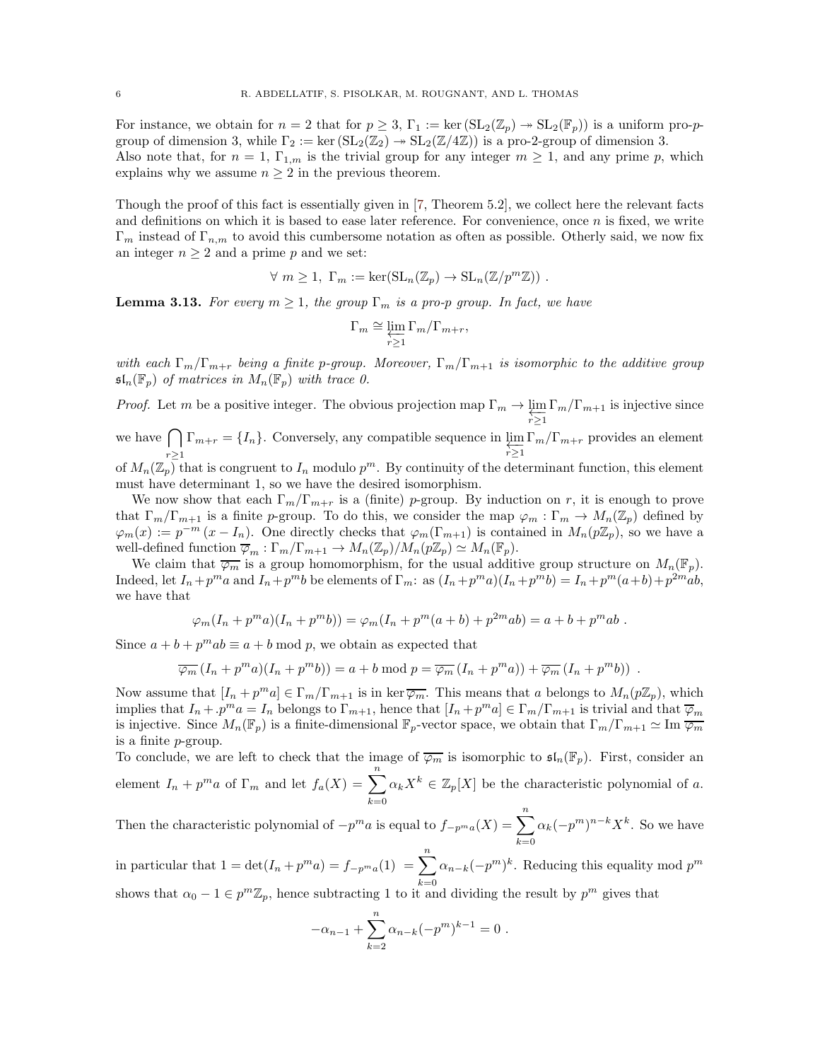For instance, we obtain for $n = 2$ that for $p \geq 3$, $\Gamma_1 := \ker(\mathrm{SL}_2(\mathbb{Z}_p) \twoheadrightarrow \mathrm{SL}_2(\mathbb{F}_p))$ is a uniform pro-$p$-group of dimension 3, while $\Gamma_2 := \ker(\mathrm{SL}_2(\mathbb{Z}_2) \twoheadrightarrow \mathrm{SL}_2(\mathbb{Z}/4\mathbb{Z}))$ is a pro-2-group of dimension 3.
Also note that, for $n = 1$, $\Gamma_{1,m}$ is the trivial group for any integer $m \geq 1$, and any prime $p$, which explains why we assume $n \geq 2$ in the previous theorem.

Though the proof of this fact is essentially given in [7, Theorem 5.2], we collect here the relevant facts and definitions on which it is based to ease later reference. For convenience, once $n$ is fixed, we write $\Gamma_m$ instead of $\Gamma_{n,m}$ to avoid this cumbersome notation as often as possible. Otherly said, we now fix an integer $n \geq 2$ and a prime $p$ and we set:

$$\forall\ m \geq 1,\ \Gamma_m := \ker(\mathrm{SL}_n(\mathbb{Z}_p) \to \mathrm{SL}_n(\mathbb{Z}/p^m\mathbb{Z}))\ .$$

**Lemma 3.13.** *For every $m \geq 1$, the group $\Gamma_m$ is a pro-$p$ group. In fact, we have*

$$\Gamma_m \cong \varprojlim_{r \geq 1} \Gamma_m/\Gamma_{m+r},$$

*with each $\Gamma_m/\Gamma_{m+r}$ being a finite $p$-group. Moreover, $\Gamma_m/\Gamma_{m+1}$ is isomorphic to the additive group $\mathfrak{sl}_n(\mathbb{F}_p)$ of matrices in $M_n(\mathbb{F}_p)$ with trace 0.*

*Proof.* Let $m$ be a positive integer. The obvious projection map $\Gamma_m \to \varprojlim_{r\geq 1} \Gamma_m/\Gamma_{m+1}$ is injective since we have $\bigcap_{r\geq 1} \Gamma_{m+r} = \{I_n\}$. Conversely, any compatible sequence in $\varprojlim_{r\geq 1} \Gamma_m/\Gamma_{m+r}$ provides an element of $M_n(\mathbb{Z}_p)$ that is congruent to $I_n$ modulo $p^m$. By continuity of the determinant function, this element must have determinant 1, so we have the desired isomorphism.

We now show that each $\Gamma_m/\Gamma_{m+r}$ is a (finite) $p$-group. By induction on $r$, it is enough to prove that $\Gamma_m/\Gamma_{m+1}$ is a finite $p$-group. To do this, we consider the map $\varphi_m : \Gamma_m \to M_n(\mathbb{Z}_p)$ defined by $\varphi_m(x) := p^{-m}(x - I_n)$. One directly checks that $\varphi_m(\Gamma_{m+1})$ is contained in $M_n(p\mathbb{Z}_p)$, so we have a well-defined function $\overline{\varphi}_m : \Gamma_m/\Gamma_{m+1} \to M_n(\mathbb{Z}_p)/M_n(p\mathbb{Z}_p) \simeq M_n(\mathbb{F}_p)$.

We claim that $\overline{\varphi_m}$ is a group homomorphism, for the usual additive group structure on $M_n(\mathbb{F}_p)$. Indeed, let $I_n + p^m a$ and $I_n + p^m b$ be elements of $\Gamma_m$: as $(I_n + p^m a)(I_n + p^m b) = I_n + p^m(a+b) + p^{2m}ab$, we have that

$$\varphi_m(I_n + p^m a)(I_n + p^m b)) = \varphi_m(I_n + p^m(a+b) + p^{2m}ab) = a + b + p^m ab\ .$$

Since $a + b + p^m ab \equiv a + b \bmod p$, we obtain as expected that

$$\overline{\varphi_m}\,(I_n + p^m a)(I_n + p^m b)) = a + b \bmod p = \overline{\varphi_m}\,(I_n + p^m a)) + \overline{\varphi_m}\,(I_n + p^m b))\ .$$

Now assume that $[I_n + p^m a] \in \Gamma_m/\Gamma_{m+1}$ is in $\ker \overline{\varphi_m}$. This means that $a$ belongs to $M_n(p\mathbb{Z}_p)$, which implies that $I_n + .p^m a = I_n$ belongs to $\Gamma_{m+1}$, hence that $[I_n + p^m a] \in \Gamma_m/\Gamma_{m+1}$ is trivial and that $\overline{\varphi}_m$ is injective. Since $M_n(\mathbb{F}_p)$ is a finite-dimensional $\mathbb{F}_p$-vector space, we obtain that $\Gamma_m/\Gamma_{m+1} \simeq \mathrm{Im}\ \overline{\varphi_m}$ is a finite $p$-group.
To conclude, we are left to check that the image of $\overline{\varphi_m}$ is isomorphic to $\mathfrak{sl}_n(\mathbb{F}_p)$. First, consider an element $I_n + p^m a$ of $\Gamma_m$ and let $f_a(X) = \sum_{k=0}^{n} \alpha_k X^k \in \mathbb{Z}_p[X]$ be the characteristic polynomial of $a$. Then the characteristic polynomial of $-p^m a$ is equal to $f_{-p^m a}(X) = \sum_{k=0}^{n} \alpha_k(-p^m)^{n-k} X^k$. So we have in particular that $1 = \det(I_n + p^m a) = f_{-p^m a}(1) \ = \sum_{k=0}^{n} \alpha_{n-k}(-p^m)^k$. Reducing this equality mod $p^m$ shows that $\alpha_0 - 1 \in p^m\mathbb{Z}_p$, hence subtracting 1 to it and dividing the result by $p^m$ gives that

$$-\alpha_{n-1} + \sum_{k=2}^{n} \alpha_{n-k}(-p^m)^{k-1} = 0\ .$$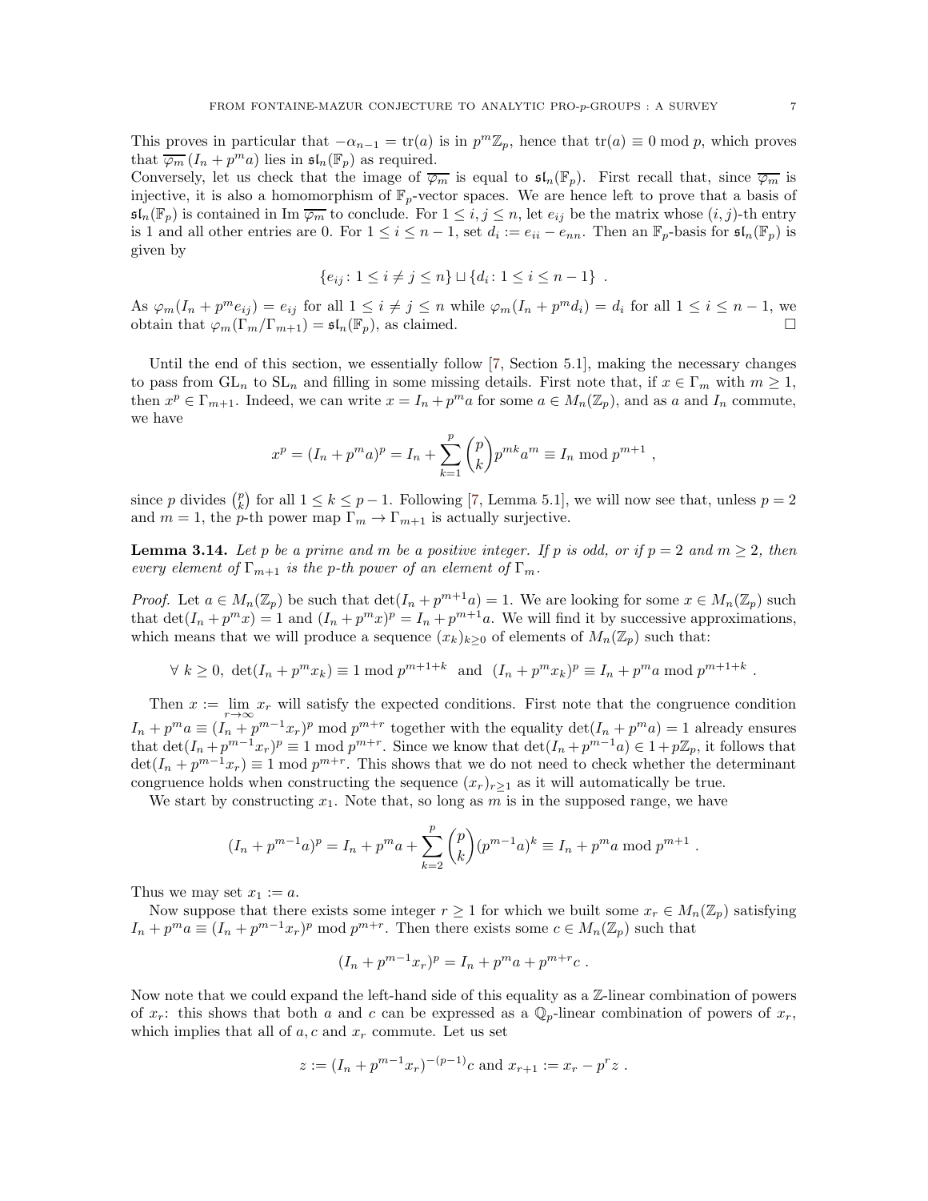This proves in particular that $-\alpha_{n-1} = \operatorname{tr}(a)$ is in $p^m\mathbb{Z}_p$, hence that $\operatorname{tr}(a) \equiv 0 \bmod p$, which proves that $\overline{\varphi_m}(I_n + p^m a)$ lies in $\mathfrak{sl}_n(\mathbb{F}_p)$ as required.

Conversely, let us check that the image of $\overline{\varphi_m}$ is equal to $\mathfrak{sl}_n(\mathbb{F}_p)$. First recall that, since $\overline{\varphi_m}$ is injective, it is also a homomorphism of $\mathbb{F}_p$-vector spaces. We are hence left to prove that a basis of $\mathfrak{sl}_n(\mathbb{F}_p)$ is contained in $\operatorname{Im} \overline{\varphi_m}$ to conclude. For $1 \leq i, j \leq n$, let $e_{ij}$ be the matrix whose $(i,j)$-th entry is 1 and all other entries are 0. For $1 \leq i \leq n-1$, set $d_i := e_{ii} - e_{nn}$. Then an $\mathbb{F}_p$-basis for $\mathfrak{sl}_n(\mathbb{F}_p)$ is given by

$$\{e_{ij} \colon 1 \leq i \neq j \leq n\} \sqcup \{d_i \colon 1 \leq i \leq n-1\} \ .$$

As $\varphi_m(I_n + p^m e_{ij}) = e_{ij}$ for all $1 \leq i \neq j \leq n$ while $\varphi_m(I_n + p^m d_i) = d_i$ for all $1 \leq i \leq n-1$, we obtain that $\varphi_m(\Gamma_m/\Gamma_{m+1}) = \mathfrak{sl}_n(\mathbb{F}_p)$, as claimed. $\square$

Until the end of this section, we essentially follow [7, Section 5.1], making the necessary changes to pass from $\mathrm{GL}_n$ to $\mathrm{SL}_n$ and filling in some missing details. First note that, if $x \in \Gamma_m$ with $m \geq 1$, then $x^p \in \Gamma_{m+1}$. Indeed, we can write $x = I_n + p^m a$ for some $a \in M_n(\mathbb{Z}_p)$, and as $a$ and $I_n$ commute, we have

$$x^p = (I_n + p^m a)^p = I_n + \sum_{k=1}^{p} \binom{p}{k} p^{mk} a^m \equiv I_n \bmod p^{m+1} \ ,$$

since $p$ divides $\binom{p}{k}$ for all $1 \leq k \leq p-1$. Following [7, Lemma 5.1], we will now see that, unless $p = 2$ and $m = 1$, the $p$-th power map $\Gamma_m \to \Gamma_{m+1}$ is actually surjective.

**Lemma 3.14.** *Let $p$ be a prime and $m$ be a positive integer. If $p$ is odd, or if $p = 2$ and $m \geq 2$, then every element of $\Gamma_{m+1}$ is the $p$-th power of an element of $\Gamma_m$.*

*Proof.* Let $a \in M_n(\mathbb{Z}_p)$ be such that $\det(I_n + p^{m+1}a) = 1$. We are looking for some $x \in M_n(\mathbb{Z}_p)$ such that $\det(I_n + p^m x) = 1$ and $(I_n + p^m x)^p = I_n + p^{m+1}a$. We will find it by successive approximations, which means that we will produce a sequence $(x_k)_{k \geq 0}$ of elements of $M_n(\mathbb{Z}_p)$ such that:

$$\forall\ k \geq 0,\ \det(I_n + p^m x_k) \equiv 1 \bmod p^{m+1+k} \ \text{ and } \ (I_n + p^m x_k)^p \equiv I_n + p^m a \bmod p^{m+1+k} \ .$$

Then $x := \lim_{r \to \infty} x_r$ will satisfy the expected conditions. First note that the congruence condition $I_n + p^m a \equiv (I_n + p^{m-1}x_r)^p \bmod p^{m+r}$ together with the equality $\det(I_n + p^m a) = 1$ already ensures that $\det(I_n + p^{m-1}x_r)^p \equiv 1 \bmod p^{m+r}$. Since we know that $\det(I_n + p^{m-1}a) \in 1 + p\mathbb{Z}_p$, it follows that $\det(I_n + p^{m-1}x_r) \equiv 1 \bmod p^{m+r}$. This shows that we do not need to check whether the determinant congruence holds when constructing the sequence $(x_r)_{r \geq 1}$ as it will automatically be true.

We start by constructing $x_1$. Note that, so long as $m$ is in the supposed range, we have

$$(I_n + p^{m-1}a)^p = I_n + p^m a + \sum_{k=2}^{p} \binom{p}{k} (p^{m-1}a)^k \equiv I_n + p^m a \bmod p^{m+1} \ .$$

Thus we may set $x_1 := a$.

Now suppose that there exists some integer $r \geq 1$ for which we built some $x_r \in M_n(\mathbb{Z}_p)$ satisfying $I_n + p^m a \equiv (I_n + p^{m-1}x_r)^p \bmod p^{m+r}$. Then there exists some $c \in M_n(\mathbb{Z}_p)$ such that

$$(I_n + p^{m-1}x_r)^p = I_n + p^m a + p^{m+r} c \ .$$

Now note that we could expand the left-hand side of this equality as a $\mathbb{Z}$-linear combination of powers of $x_r$: this shows that both $a$ and $c$ can be expressed as a $\mathbb{Q}_p$-linear combination of powers of $x_r$, which implies that all of $a, c$ and $x_r$ commute. Let us set

$$z := (I_n + p^{m-1}x_r)^{-(p-1)} c \text{ and } x_{r+1} := x_r - p^r z \ .$$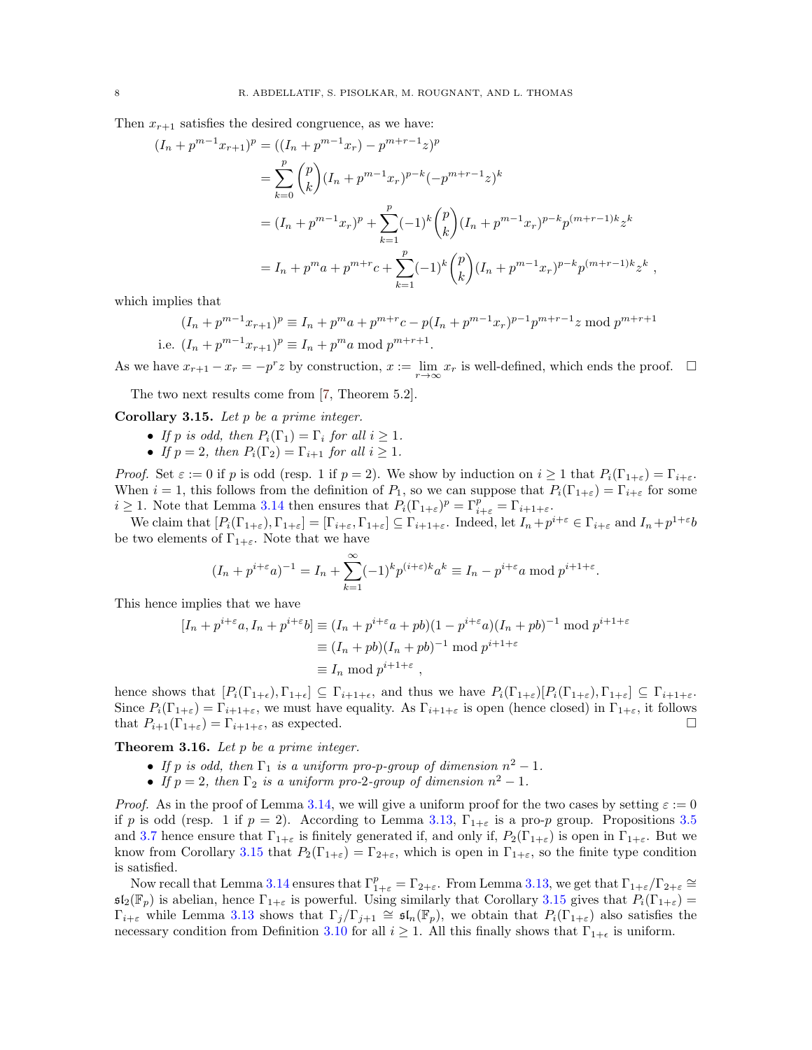Then $x_{r+1}$ satisfies the desired congruence, as we have:

$$
\begin{aligned}
(I_n + p^{m-1}x_{r+1})^p &= ((I_n + p^{m-1}x_r) - p^{m+r-1}z)^p \\
&= \sum_{k=0}^{p} \binom{p}{k} (I_n + p^{m-1}x_r)^{p-k}(-p^{m+r-1}z)^k \\
&= (I_n + p^{m-1}x_r)^p + \sum_{k=1}^{p} (-1)^k \binom{p}{k} (I_n + p^{m-1}x_r)^{p-k} p^{(m+r-1)k} z^k \\
&= I_n + p^m a + p^{m+r}c + \sum_{k=1}^{p} (-1)^k \binom{p}{k} (I_n + p^{m-1}x_r)^{p-k} p^{(m+r-1)k} z^k \ ,
\end{aligned}
$$

which implies that

$$
(I_n + p^{m-1}x_{r+1})^p \equiv I_n + p^m a + p^{m+r}c - p(I_n + p^{m-1}x_r)^{p-1}p^{m+r-1}z \bmod p^{m+r+1}
$$

$$
\text{i.e. } (I_n + p^{m-1}x_{r+1})^p \equiv I_n + p^m a \bmod p^{m+r+1}.
$$

As we have $x_{r+1} - x_r = -p^r z$ by construction, $x := \lim_{r\to\infty} x_r$ is well-defined, which ends the proof. □

The two next results come from [7, Theorem 5.2].

**Corollary 3.15.** *Let $p$ be a prime integer.*

- *If $p$ is odd, then $P_i(\Gamma_1) = \Gamma_i$ for all $i \geq 1$.*
- *If $p = 2$, then $P_i(\Gamma_2) = \Gamma_{i+1}$ for all $i \geq 1$.*

*Proof.* Set $\varepsilon := 0$ if $p$ is odd (resp. 1 if $p = 2$). We show by induction on $i \geq 1$ that $P_i(\Gamma_{1+\varepsilon}) = \Gamma_{i+\varepsilon}$. When $i = 1$, this follows from the definition of $P_1$, so we can suppose that $P_i(\Gamma_{1+\varepsilon}) = \Gamma_{i+\varepsilon}$ for some $i \geq 1$. Note that Lemma 3.14 then ensures that $P_i(\Gamma_{1+\varepsilon})^p = \Gamma_{i+\varepsilon}^p = \Gamma_{i+1+\varepsilon}$.

We claim that $[P_i(\Gamma_{1+\varepsilon}), \Gamma_{1+\varepsilon}] = [\Gamma_{i+\varepsilon}, \Gamma_{1+\varepsilon}] \subseteq \Gamma_{i+1+\varepsilon}$. Indeed, let $I_n + p^{i+\varepsilon} \in \Gamma_{i+\varepsilon}$ and $I_n + p^{1+\varepsilon}b$ be two elements of $\Gamma_{1+\varepsilon}$. Note that we have

$$
(I_n + p^{i+\varepsilon}a)^{-1} = I_n + \sum_{k=1}^{\infty} (-1)^k p^{(i+\varepsilon)k} a^k \equiv I_n - p^{i+\varepsilon}a \bmod p^{i+1+\varepsilon}.
$$

This hence implies that we have

$$
\begin{aligned}
[I_n + p^{i+\varepsilon}a, I_n + p^{i+\varepsilon}b] &\equiv (I_n + p^{i+\varepsilon}a + pb)(1 - p^{i+\varepsilon}a)(I_n + pb)^{-1} \bmod p^{i+1+\varepsilon} \\
&\equiv (I_n + pb)(I_n + pb)^{-1} \bmod p^{i+1+\varepsilon} \\
&\equiv I_n \bmod p^{i+1+\varepsilon} \ ,
\end{aligned}
$$

hence shows that $[P_i(\Gamma_{1+\epsilon}), \Gamma_{1+\epsilon}] \subseteq \Gamma_{i+1+\epsilon}$, and thus we have $P_i(\Gamma_{1+\varepsilon})[P_i(\Gamma_{1+\varepsilon}), \Gamma_{1+\varepsilon}] \subseteq \Gamma_{i+1+\varepsilon}$. Since $P_i(\Gamma_{1+\varepsilon}) = \Gamma_{i+1+\varepsilon}$, we must have equality. As $\Gamma_{i+1+\varepsilon}$ is open (hence closed) in $\Gamma_{1+\varepsilon}$, it follows that $P_{i+1}(\Gamma_{1+\varepsilon}) = \Gamma_{i+1+\varepsilon}$, as expected. □

**Theorem 3.16.** *Let $p$ be a prime integer.*

- *If $p$ is odd, then $\Gamma_1$ is a uniform pro-$p$-group of dimension $n^2 - 1$.*
- *If $p = 2$, then $\Gamma_2$ is a uniform pro-2-group of dimension $n^2 - 1$.*

*Proof.* As in the proof of Lemma 3.14, we will give a uniform proof for the two cases by setting $\varepsilon := 0$ if $p$ is odd (resp. 1 if $p = 2$). According to Lemma 3.13, $\Gamma_{1+\varepsilon}$ is a pro-$p$ group. Propositions 3.5 and 3.7 hence ensure that $\Gamma_{1+\varepsilon}$ is finitely generated if, and only if, $P_2(\Gamma_{1+\varepsilon})$ is open in $\Gamma_{1+\varepsilon}$. But we know from Corollary 3.15 that $P_2(\Gamma_{1+\varepsilon}) = \Gamma_{2+\varepsilon}$, which is open in $\Gamma_{1+\varepsilon}$, so the finite type condition is satisfied.

Now recall that Lemma 3.14 ensures that $\Gamma_{1+\varepsilon}^p = \Gamma_{2+\varepsilon}$. From Lemma 3.13, we get that $\Gamma_{1+\varepsilon}/\Gamma_{2+\varepsilon} \cong \mathfrak{sl}_2(\mathbb{F}_p)$ is abelian, hence $\Gamma_{1+\varepsilon}$ is powerful. Using similarly that Corollary 3.15 gives that $P_i(\Gamma_{1+\varepsilon}) = \Gamma_{i+\varepsilon}$ while Lemma 3.13 shows that $\Gamma_j/\Gamma_{j+1} \cong \mathfrak{sl}_n(\mathbb{F}_p)$, we obtain that $P_i(\Gamma_{1+\varepsilon})$ also satisfies the necessary condition from Definition 3.10 for all $i \geq 1$. All this finally shows that $\Gamma_{1+\epsilon}$ is uniform.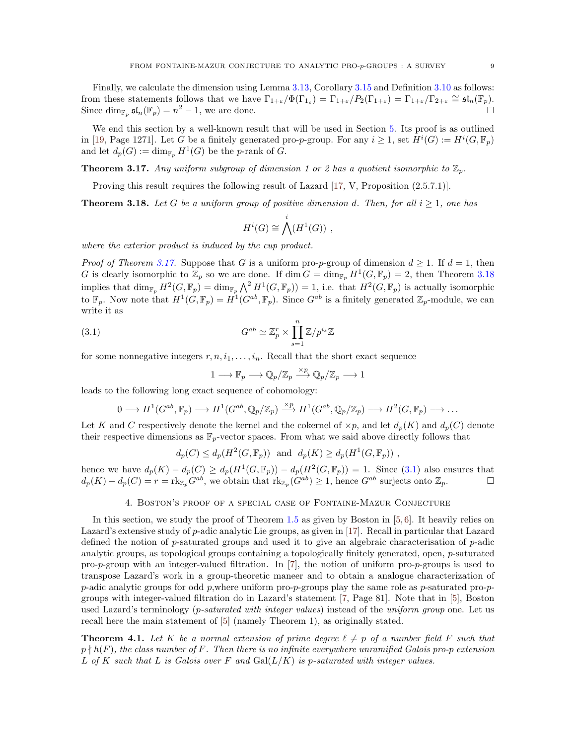Finally, we calculate the dimension using Lemma 3.13, Corollary 3.15 and Definition 3.10 as follows: from these statements follows that we have $\Gamma_{1+\varepsilon}/\Phi(\Gamma_{1_\varepsilon}) = \Gamma_{1+\varepsilon}/P_2(\Gamma_{1+\varepsilon}) = \Gamma_{1+\varepsilon}/\Gamma_{2+\varepsilon} \cong \mathfrak{sl}_n(\mathbb{F}_p)$. Since $\dim_{\mathbb{F}_p} \mathfrak{sl}_n(\mathbb{F}_p) = n^2 - 1$, we are done. $\square$

We end this section by a well-known result that will be used in Section 5. Its proof is as outlined in [19, Page 1271]. Let $G$ be a finitely generated pro-$p$-group. For any $i \geq 1$, set $H^i(G) := H^i(G, \mathbb{F}_p)$ and let $d_p(G) := \dim_{\mathbb{F}_p} H^1(G)$ be the $p$-rank of $G$.

**Theorem 3.17.** *Any uniform subgroup of dimension 1 or 2 has a quotient isomorphic to $\mathbb{Z}_p$.*

Proving this result requires the following result of Lazard [17, V, Proposition (2.5.7.1)].

**Theorem 3.18.** *Let $G$ be a uniform group of positive dimension $d$. Then, for all $i \geq 1$, one has*

$$H^i(G) \cong \bigwedge^i (H^1(G)) \ ,$$

*where the exterior product is induced by the cup product.*

*Proof of Theorem 3.17.* Suppose that $G$ is a uniform pro-$p$-group of dimension $d \geq 1$. If $d = 1$, then $G$ is clearly isomorphic to $\mathbb{Z}_p$ so we are done. If $\dim G = \dim_{\mathbb{F}_p} H^1(G, \mathbb{F}_p) = 2$, then Theorem 3.18 implies that $\dim_{\mathbb{F}_p} H^2(G, \mathbb{F}_p) = \dim_{\mathbb{F}_p} \bigwedge^2 H^1(G, \mathbb{F}_p)) = 1$, i.e. that $H^2(G, \mathbb{F}_p)$ is actually isomorphic to $\mathbb{F}_p$. Now note that $H^1(G, \mathbb{F}_p) = H^1(G^{ab}, \mathbb{F}_p)$. Since $G^{ab}$ is a finitely generated $\mathbb{Z}_p$-module, we can write it as

$$G^{ab} \simeq \mathbb{Z}_p^r \times \prod_{s=1}^{n} \mathbb{Z}/p^{i_s}\mathbb{Z} \tag{3.1}$$

for some nonnegative integers $r, n, i_1, \ldots, i_n$. Recall that the short exact sequence

$$1 \longrightarrow \mathbb{F}_p \longrightarrow \mathbb{Q}_p/\mathbb{Z}_p \xrightarrow{\times p} \mathbb{Q}_p/\mathbb{Z}_p \longrightarrow 1$$

leads to the following long exact sequence of cohomology:

$$0 \longrightarrow H^1(G^{ab}, \mathbb{F}_p) \longrightarrow H^1(G^{ab}, \mathbb{Q}_p/\mathbb{Z}_p) \xrightarrow{\times p} H^1(G^{ab}, \mathbb{Q}_p/\mathbb{Z}_p) \longrightarrow H^2(G, \mathbb{F}_p) \longrightarrow \ldots$$

Let $K$ and $C$ respectively denote the kernel and the cokernel of $\times p$, and let $d_p(K)$ and $d_p(C)$ denote their respective dimensions as $\mathbb{F}_p$-vector spaces. From what we said above directly follows that

$$d_p(C) \leq d_p(H^2(G, \mathbb{F}_p)) \ \text{ and } \ d_p(K) \geq d_p(H^1(G, \mathbb{F}_p)) \ ,$$

hence we have $d_p(K) - d_p(C) \geq d_p(H^1(G, \mathbb{F}_p)) - d_p(H^2(G, \mathbb{F}_p)) = 1$. Since (3.1) also ensures that $d_p(K) - d_p(C) = r = \mathrm{rk}_{\mathbb{Z}_p} G^{ab}$, we obtain that $\mathrm{rk}_{\mathbb{Z}_p}(G^{ab}) \geq 1$, hence $G^{ab}$ surjects onto $\mathbb{Z}_p$. $\square$

## 4. Boston's proof of a special case of Fontaine-Mazur Conjecture

In this section, we study the proof of Theorem 1.5 as given by Boston in [5,6]. It heavily relies on Lazard's extensive study of $p$-adic analytic Lie groups, as given in [17]. Recall in particular that Lazard defined the notion of $p$-saturated groups and used it to give an algebraic characterisation of $p$-adic analytic groups, as topological groups containing a topologically finitely generated, open, $p$-saturated pro-$p$-group with an integer-valued filtration. In [7], the notion of uniform pro-$p$-groups is used to transpose Lazard's work in a group-theoretic maneer and to obtain a analogue characterization of $p$-adic analytic groups for odd $p$,where uniform pro-$p$-groups play the same role as $p$-saturated pro-$p$-groups with integer-valued filtration do in Lazard's statement [7, Page 81]. Note that in [5], Boston used Lazard's terminology (*$p$-saturated with integer values*) instead of the *uniform group* one. Let us recall here the main statement of [5] (namely Theorem 1), as originally stated.

**Theorem 4.1.** *Let $K$ be a normal extension of prime degree $\ell \neq p$ of a number field $F$ such that $p \nmid h(F)$, the class number of $F$. Then there is no infinite everywhere unramified Galois pro-$p$ extension $L$ of $K$ such that $L$ is Galois over $F$ and $\mathrm{Gal}(L/K)$ is $p$-saturated with integer values.*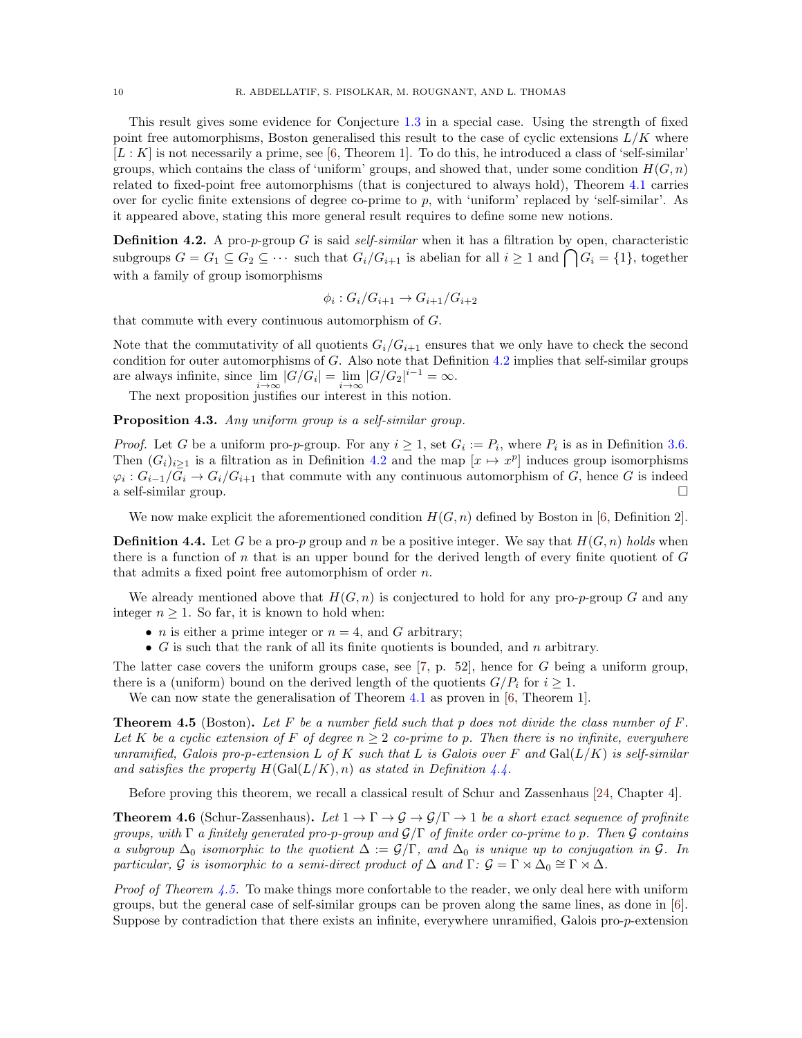This result gives some evidence for Conjecture 1.3 in a special case. Using the strength of fixed point free automorphisms, Boston generalised this result to the case of cyclic extensions $L/K$ where $[L : K]$ is not necessarily a prime, see [6, Theorem 1]. To do this, he introduced a class of 'self-similar' groups, which contains the class of 'uniform' groups, and showed that, under some condition $H(G, n)$ related to fixed-point free automorphisms (that is conjectured to always hold), Theorem 4.1 carries over for cyclic finite extensions of degree co-prime to $p$, with 'uniform' replaced by 'self-similar'. As it appeared above, stating this more general result requires to define some new notions.

**Definition 4.2.** A pro-$p$-group $G$ is said *self-similar* when it has a filtration by open, characteristic subgroups $G = G_1 \subseteq G_2 \subseteq \cdots$ such that $G_i/G_{i+1}$ is abelian for all $i \geq 1$ and $\bigcap G_i = \{1\}$, together with a family of group isomorphisms

$$\phi_i : G_i/G_{i+1} \to G_{i+1}/G_{i+2}$$

that commute with every continuous automorphism of $G$.

Note that the commutativity of all quotients $G_i/G_{i+1}$ ensures that we only have to check the second condition for outer automorphisms of $G$. Also note that Definition 4.2 implies that self-similar groups are always infinite, since $\lim_{i\to\infty} |G/G_i| = \lim_{i\to\infty} |G/G_2|^{i-1} = \infty$.

The next proposition justifies our interest in this notion.

**Proposition 4.3.** *Any uniform group is a self-similar group.*

*Proof.* Let $G$ be a uniform pro-$p$-group. For any $i \geq 1$, set $G_i := P_i$, where $P_i$ is as in Definition 3.6. Then $(G_i)_{i\geq 1}$ is a filtration as in Definition 4.2 and the map $[x \mapsto x^p]$ induces group isomorphisms $\varphi_i : G_{i-1}/G_i \to G_i/G_{i+1}$ that commute with any continuous automorphism of $G$, hence $G$ is indeed a self-similar group. $\square$

We now make explicit the aforementioned condition $H(G, n)$ defined by Boston in [6, Definition 2].

**Definition 4.4.** Let $G$ be a pro-$p$ group and $n$ be a positive integer. We say that $H(G, n)$ *holds* when there is a function of $n$ that is an upper bound for the derived length of every finite quotient of $G$ that admits a fixed point free automorphism of order $n$.

We already mentioned above that $H(G, n)$ is conjectured to hold for any pro-$p$-group $G$ and any integer $n \geq 1$. So far, it is known to hold when:

- $n$ is either a prime integer or $n = 4$, and $G$ arbitrary;
- $G$ is such that the rank of all its finite quotients is bounded, and $n$ arbitrary.

The latter case covers the uniform groups case, see [7, p. 52], hence for $G$ being a uniform group, there is a (uniform) bound on the derived length of the quotients $G/P_i$ for $i \geq 1$.

We can now state the generalisation of Theorem 4.1 as proven in [6, Theorem 1].

**Theorem 4.5** (Boston)**.** *Let $F$ be a number field such that $p$ does not divide the class number of $F$. Let $K$ be a cyclic extension of $F$ of degree $n \geq 2$ co-prime to $p$. Then there is no infinite, everywhere unramified, Galois pro-$p$-extension $L$ of $K$ such that $L$ is Galois over $F$ and $\mathrm{Gal}(L/K)$ is self-similar and satisfies the property $H(\mathrm{Gal}(L/K), n)$ as stated in Definition 4.4.*

Before proving this theorem, we recall a classical result of Schur and Zassenhaus [24, Chapter 4].

**Theorem 4.6** (Schur-Zassenhaus)**.** *Let $1 \to \Gamma \to \mathcal{G} \to \mathcal{G}/\Gamma \to 1$ be a short exact sequence of profinite groups, with $\Gamma$ a finitely generated pro-$p$-group and $\mathcal{G}/\Gamma$ of finite order co-prime to $p$. Then $\mathcal{G}$ contains a subgroup $\Delta_0$ isomorphic to the quotient $\Delta := \mathcal{G}/\Gamma$, and $\Delta_0$ is unique up to conjugation in $\mathcal{G}$. In particular, $\mathcal{G}$ is isomorphic to a semi-direct product of $\Delta$ and $\Gamma$: $\mathcal{G} = \Gamma \rtimes \Delta_0 \cong \Gamma \rtimes \Delta$.*

*Proof of Theorem 4.5.* To make things more confortable to the reader, we only deal here with uniform groups, but the general case of self-similar groups can be proven along the same lines, as done in [6]. Suppose by contradiction that there exists an infinite, everywhere unramified, Galois pro-$p$-extension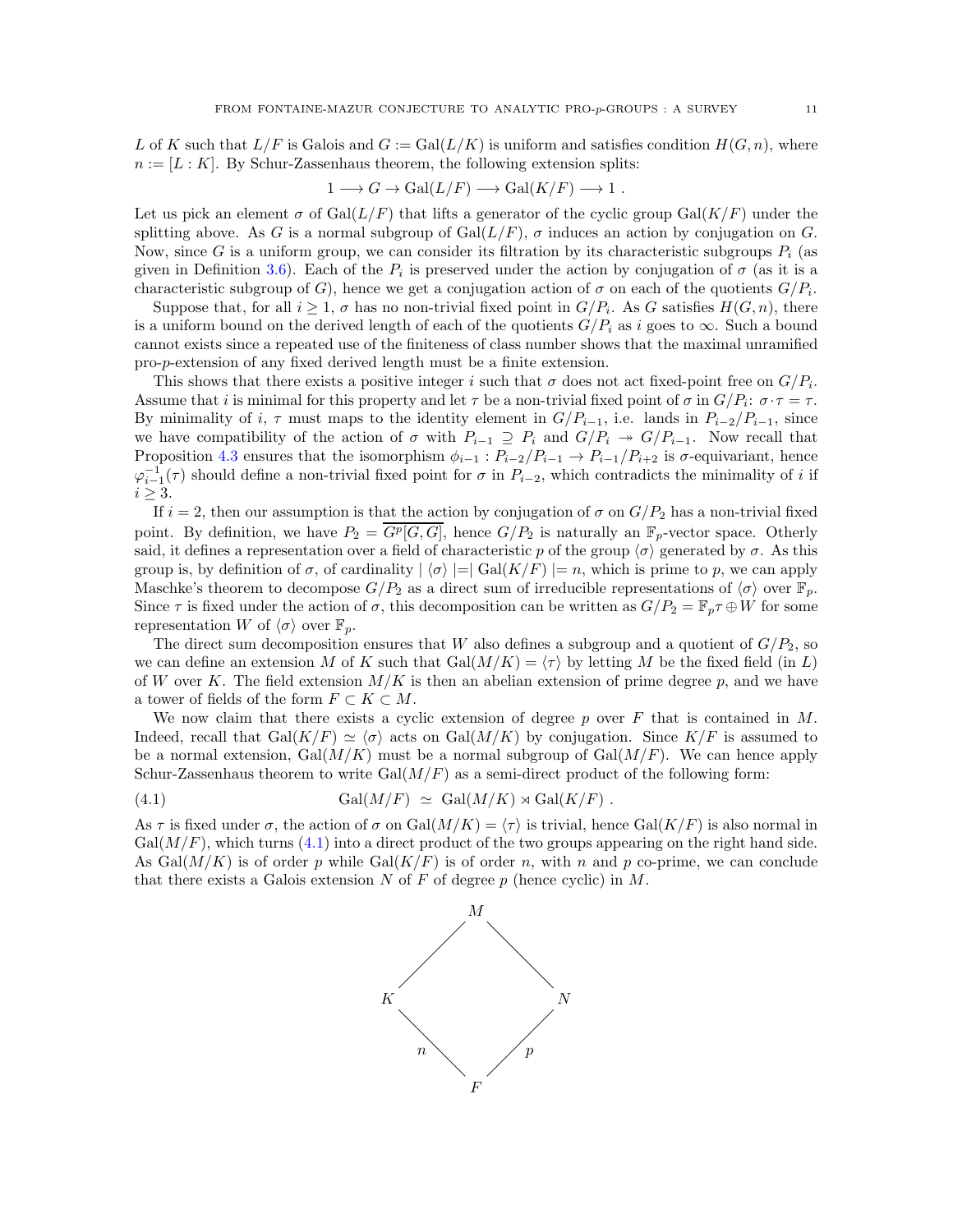$L$ of $K$ such that $L/F$ is Galois and $G := \mathrm{Gal}(L/K)$ is uniform and satisfies condition $H(G,n)$, where $n := [L : K]$. By Schur-Zassenhaus theorem, the following extension splits:

$$1 \longrightarrow G \to \mathrm{Gal}(L/F) \longrightarrow \mathrm{Gal}(K/F) \longrightarrow 1 \ .$$

Let us pick an element $\sigma$ of $\mathrm{Gal}(L/F)$ that lifts a generator of the cyclic group $\mathrm{Gal}(K/F)$ under the splitting above. As $G$ is a normal subgroup of $\mathrm{Gal}(L/F)$, $\sigma$ induces an action by conjugation on $G$. Now, since $G$ is a uniform group, we can consider its filtration by its characteristic subgroups $P_i$ (as given in Definition 3.6). Each of the $P_i$ is preserved under the action by conjugation of $\sigma$ (as it is a characteristic subgroup of $G$), hence we get a conjugation action of $\sigma$ on each of the quotients $G/P_i$.

Suppose that, for all $i \geq 1$, $\sigma$ has no non-trivial fixed point in $G/P_i$. As $G$ satisfies $H(G,n)$, there is a uniform bound on the derived length of each of the quotients $G/P_i$ as $i$ goes to $\infty$. Such a bound cannot exists since a repeated use of the finiteness of class number shows that the maximal unramified pro-$p$-extension of any fixed derived length must be a finite extension.

This shows that there exists a positive integer $i$ such that $\sigma$ does not act fixed-point free on $G/P_i$. Assume that $i$ is minimal for this property and let $\tau$ be a non-trivial fixed point of $\sigma$ in $G/P_i$: $\sigma \cdot \tau = \tau$. By minimality of $i$, $\tau$ must maps to the identity element in $G/P_{i-1}$, i.e. lands in $P_{i-2}/P_{i-1}$, since we have compatibility of the action of $\sigma$ with $P_{i-1} \supseteq P_i$ and $G/P_i \twoheadrightarrow G/P_{i-1}$. Now recall that Proposition 4.3 ensures that the isomorphism $\phi_{i-1} : P_{i-2}/P_{i-1} \to P_{i-1}/P_{i+2}$ is $\sigma$-equivariant, hence $\varphi_{i-1}^{-1}(\tau)$ should define a non-trivial fixed point for $\sigma$ in $P_{i-2}$, which contradicts the minimality of $i$ if $i \geq 3$.

If $i = 2$, then our assumption is that the action by conjugation of $\sigma$ on $G/P_2$ has a non-trivial fixed point. By definition, we have $P_2 = \overline{G^p[G,G]}$, hence $G/P_2$ is naturally an $\mathbb{F}_p$-vector space. Otherly said, it defines a representation over a field of characteristic $p$ of the group $\langle\sigma\rangle$ generated by $\sigma$. As this group is, by definition of $\sigma$, of cardinality $|\langle\sigma\rangle| = |\mathrm{Gal}(K/F)| = n$, which is prime to $p$, we can apply Maschke's theorem to decompose $G/P_2$ as a direct sum of irreducible representations of $\langle\sigma\rangle$ over $\mathbb{F}_p$. Since $\tau$ is fixed under the action of $\sigma$, this decomposition can be written as $G/P_2 = \mathbb{F}_p\tau \oplus W$ for some representation $W$ of $\langle\sigma\rangle$ over $\mathbb{F}_p$.

The direct sum decomposition ensures that $W$ also defines a subgroup and a quotient of $G/P_2$, so we can define an extension $M$ of $K$ such that $\mathrm{Gal}(M/K) = \langle\tau\rangle$ by letting $M$ be the fixed field (in $L$) of $W$ over $K$. The field extension $M/K$ is then an abelian extension of prime degree $p$, and we have a tower of fields of the form $F \subset K \subset M$.

We now claim that there exists a cyclic extension of degree $p$ over $F$ that is contained in $M$. Indeed, recall that $\mathrm{Gal}(K/F) \simeq \langle\sigma\rangle$ acts on $\mathrm{Gal}(M/K)$ by conjugation. Since $K/F$ is assumed to be a normal extension, $\mathrm{Gal}(M/K)$ must be a normal subgroup of $\mathrm{Gal}(M/F)$. We can hence apply Schur-Zassenhaus theorem to write $\mathrm{Gal}(M/F)$ as a semi-direct product of the following form:

$$\mathrm{Gal}(M/F) \ \simeq \ \mathrm{Gal}(M/K) \rtimes \mathrm{Gal}(K/F) \ . \tag{4.1}$$

As $\tau$ is fixed under $\sigma$, the action of $\sigma$ on $\mathrm{Gal}(M/K) = \langle\tau\rangle$ is trivial, hence $\mathrm{Gal}(K/F)$ is also normal in $\mathrm{Gal}(M/F)$, which turns (4.1) into a direct product of the two groups appearing on the right hand side. As $\mathrm{Gal}(M/K)$ is of order $p$ while $\mathrm{Gal}(K/F)$ is of order $n$, with $n$ and $p$ co-prime, we can conclude that there exists a Galois extension $N$ of $F$ of degree $p$ (hence cyclic) in $M$.

```
        M
       / \
      K   N
     n \ / p
        F
```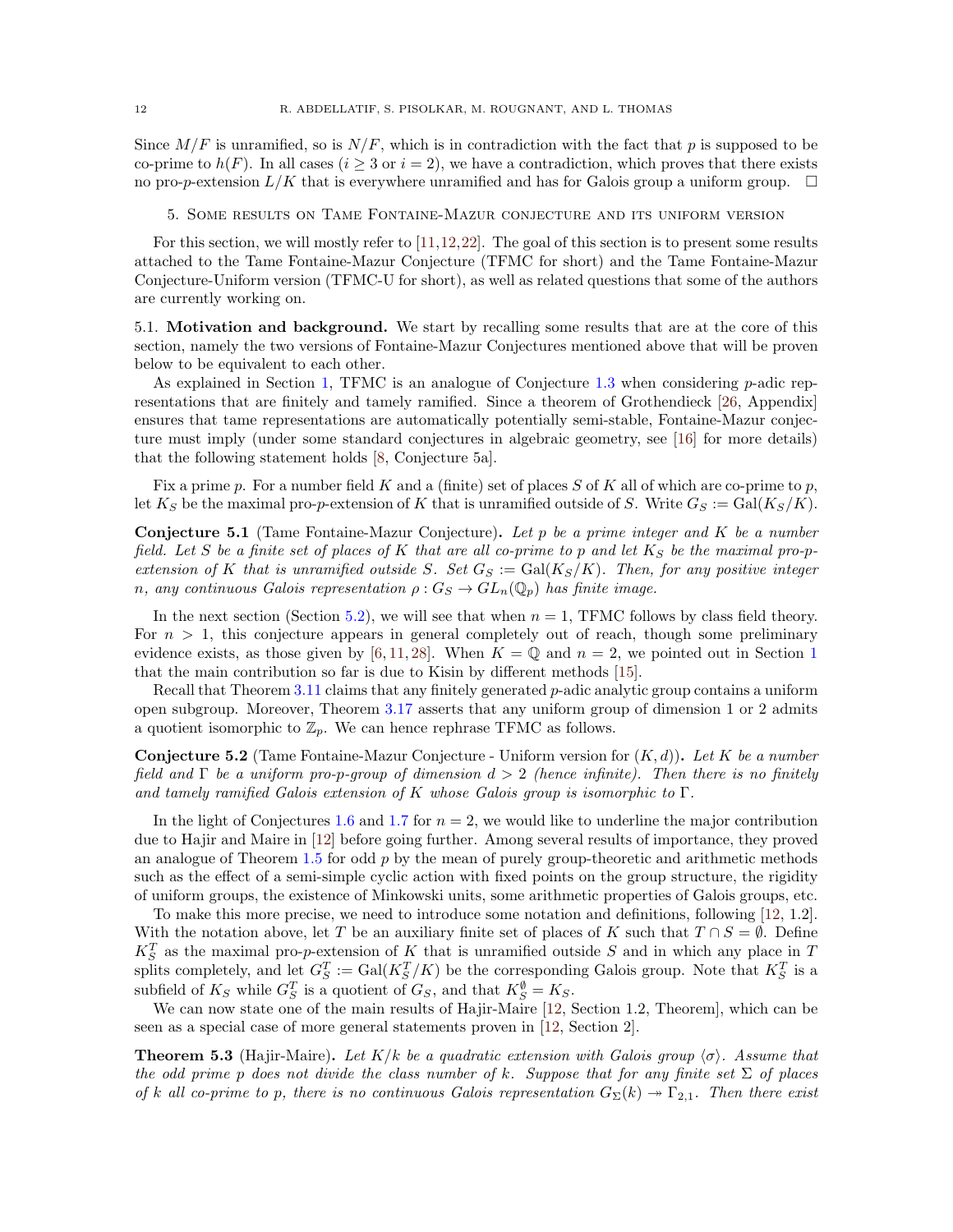Since $M/F$ is unramified, so is $N/F$, which is in contradiction with the fact that $p$ is supposed to be co-prime to $h(F)$. In all cases ($i \geq 3$ or $i = 2$), we have a contradiction, which proves that there exists no pro-$p$-extension $L/K$ that is everywhere unramified and has for Galois group a uniform group. $\square$

## 5. Some results on Tame Fontaine-Mazur conjecture and its uniform version

For this section, we will mostly refer to [11,12,22]. The goal of this section is to present some results attached to the Tame Fontaine-Mazur Conjecture (TFMC for short) and the Tame Fontaine-Mazur Conjecture-Uniform version (TFMC-U for short), as well as related questions that some of the authors are currently working on.

### 5.1. Motivation and background.

We start by recalling some results that are at the core of this section, namely the two versions of Fontaine-Mazur Conjectures mentioned above that will be proven below to be equivalent to each other.

As explained in Section 1, TFMC is an analogue of Conjecture 1.3 when considering $p$-adic representations that are finitely and tamely ramified. Since a theorem of Grothendieck [26, Appendix] ensures that tame representations are automatically potentially semi-stable, Fontaine-Mazur conjecture must imply (under some standard conjectures in algebraic geometry, see [16] for more details) that the following statement holds [8, Conjecture 5a].

Fix a prime $p$. For a number field $K$ and a (finite) set of places $S$ of $K$ all of which are co-prime to $p$, let $K_S$ be the maximal pro-$p$-extension of $K$ that is unramified outside of $S$. Write $G_S := \mathrm{Gal}(K_S/K)$.

**Conjecture 5.1** (Tame Fontaine-Mazur Conjecture)**.** *Let $p$ be a prime integer and $K$ be a number field. Let $S$ be a finite set of places of $K$ that are all co-prime to $p$ and let $K_S$ be the maximal pro-$p$-extension of $K$ that is unramified outside $S$. Set $G_S := \mathrm{Gal}(K_S/K)$. Then, for any positive integer $n$, any continuous Galois representation $\rho : G_S \to GL_n(\mathbb{Q}_p)$ has finite image.*

In the next section (Section 5.2), we will see that when $n = 1$, TFMC follows by class field theory. For $n > 1$, this conjecture appears in general completely out of reach, though some preliminary evidence exists, as those given by [6,11,28]. When $K = \mathbb{Q}$ and $n = 2$, we pointed out in Section 1 that the main contribution so far is due to Kisin by different methods [15].

Recall that Theorem 3.11 claims that any finitely generated $p$-adic analytic group contains a uniform open subgroup. Moreover, Theorem 3.17 asserts that any uniform group of dimension 1 or 2 admits a quotient isomorphic to $\mathbb{Z}_p$. We can hence rephrase TFMC as follows.

**Conjecture 5.2** (Tame Fontaine-Mazur Conjecture - Uniform version for $(K, d)$)**.** *Let $K$ be a number field and $\Gamma$ be a uniform pro-$p$-group of dimension $d > 2$ (hence infinite). Then there is no finitely and tamely ramified Galois extension of $K$ whose Galois group is isomorphic to $\Gamma$.*

In the light of Conjectures 1.6 and 1.7 for $n = 2$, we would like to underline the major contribution due to Hajir and Maire in [12] before going further. Among several results of importance, they proved an analogue of Theorem 1.5 for odd $p$ by the mean of purely group-theoretic and arithmetic methods such as the effect of a semi-simple cyclic action with fixed points on the group structure, the rigidity of uniform groups, the existence of Minkowski units, some arithmetic properties of Galois groups, etc.

To make this more precise, we need to introduce some notation and definitions, following [12, 1.2]. With the notation above, let $T$ be an auxiliary finite set of places of $K$ such that $T \cap S = \emptyset$. Define $K_S^T$ as the maximal pro-$p$-extension of $K$ that is unramified outside $S$ and in which any place in $T$ splits completely, and let $G_S^T := \mathrm{Gal}(K_S^T/K)$ be the corresponding Galois group. Note that $K_S^T$ is a subfield of $K_S$ while $G_S^T$ is a quotient of $G_S$, and that $K_S^{\emptyset} = K_S$.

We can now state one of the main results of Hajir-Maire [12, Section 1.2, Theorem], which can be seen as a special case of more general statements proven in [12, Section 2].

**Theorem 5.3** (Hajir-Maire)**.** *Let $K/k$ be a quadratic extension with Galois group $\langle \sigma \rangle$. Assume that the odd prime $p$ does not divide the class number of $k$. Suppose that for any finite set $\Sigma$ of places of $k$ all co-prime to $p$, there is no continuous Galois representation $G_\Sigma(k) \twoheadrightarrow \Gamma_{2,1}$. Then there exist*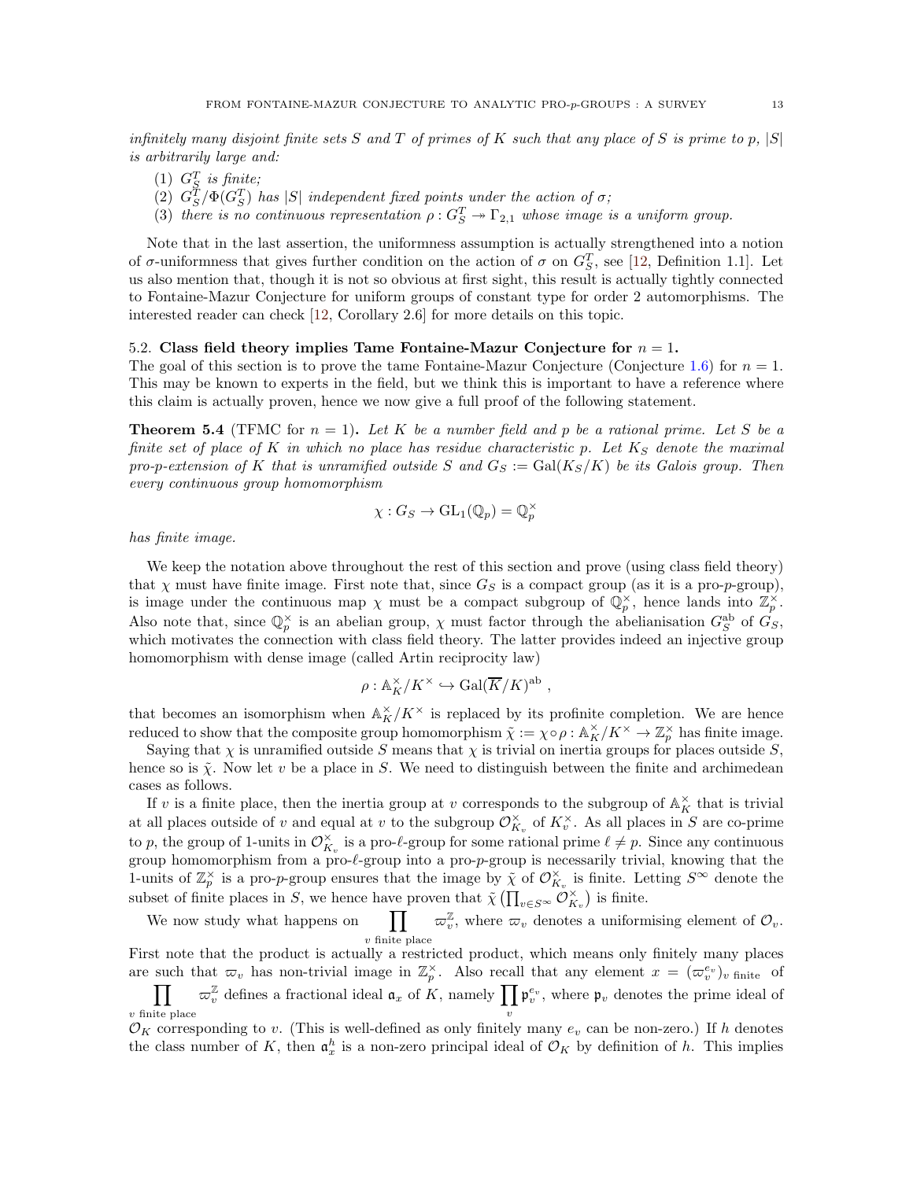*infinitely many disjoint finite sets $S$ and $T$ of primes of $K$ such that any place of $S$ is prime to $p$, $|S|$ is arbitrarily large and:*

(1) *$G_S^T$ is finite;*
(2) *$G_S^T/\Phi(G_S^T)$ has $|S|$ independent fixed points under the action of $\sigma$;*
(3) *there is no continuous representation $\rho : G_S^T \twoheadrightarrow \Gamma_{2,1}$ whose image is a uniform group.*

Note that in the last assertion, the uniformness assumption is actually strengthened into a notion of $\sigma$-uniformness that gives further condition on the action of $\sigma$ on $G_S^T$, see [12, Definition 1.1]. Let us also mention that, though it is not so obvious at first sight, this result is actually tightly connected to Fontaine-Mazur Conjecture for uniform groups of constant type for order 2 automorphisms. The interested reader can check [12, Corollary 2.6] for more details on this topic.

### 5.2. Class field theory implies Tame Fontaine-Mazur Conjecture for $n = 1$.

The goal of this section is to prove the tame Fontaine-Mazur Conjecture (Conjecture 1.6) for $n = 1$. This may be known to experts in the field, but we think this is important to have a reference where this claim is actually proven, hence we now give a full proof of the following statement.

**Theorem 5.4** (TFMC for $n = 1$). *Let $K$ be a number field and $p$ be a rational prime. Let $S$ be a finite set of place of $K$ in which no place has residue characteristic $p$. Let $K_S$ denote the maximal pro-$p$-extension of $K$ that is unramified outside $S$ and $G_S := \mathrm{Gal}(K_S/K)$ be its Galois group. Then every continuous group homomorphism*

$$\chi : G_S \to \mathrm{GL}_1(\mathbb{Q}_p) = \mathbb{Q}_p^\times$$

*has finite image.*

We keep the notation above throughout the rest of this section and prove (using class field theory) that $\chi$ must have finite image. First note that, since $G_S$ is a compact group (as it is a pro-$p$-group), is image under the continuous map $\chi$ must be a compact subgroup of $\mathbb{Q}_p^\times$, hence lands into $\mathbb{Z}_p^\times$. Also note that, since $\mathbb{Q}_p^\times$ is an abelian group, $\chi$ must factor through the abelianisation $G_S^{\mathrm{ab}}$ of $G_S$, which motivates the connection with class field theory. The latter provides indeed an injective group homomorphism with dense image (called Artin reciprocity law)

$$\rho : \mathbb{A}_K^\times/K^\times \hookrightarrow \mathrm{Gal}(\overline{K}/K)^{\mathrm{ab}} ,$$

that becomes an isomorphism when $\mathbb{A}_K^\times/K^\times$ is replaced by its profinite completion. We are hence reduced to show that the composite group homomorphism $\tilde{\chi} := \chi \circ \rho : \mathbb{A}_K^\times/K^\times \to \mathbb{Z}_p^\times$ has finite image.

Saying that $\chi$ is unramified outside $S$ means that $\chi$ is trivial on inertia groups for places outside $S$, hence so is $\tilde{\chi}$. Now let $v$ be a place in $S$. We need to distinguish between the finite and archimedean cases as follows.

If $v$ is a finite place, then the inertia group at $v$ corresponds to the subgroup of $\mathbb{A}_K^\times$ that is trivial at all places outside of $v$ and equal at $v$ to the subgroup $\mathcal{O}_{K_v}^\times$ of $K_v^\times$. As all places in $S$ are co-prime to $p$, the group of 1-units in $\mathcal{O}_{K_v}^\times$ is a pro-$\ell$-group for some rational prime $\ell \neq p$. Since any continuous group homomorphism from a pro-$\ell$-group into a pro-$p$-group is necessarily trivial, knowing that the 1-units of $\mathbb{Z}_p^\times$ is a pro-$p$-group ensures that the image by $\tilde{\chi}$ of $\mathcal{O}_{K_v}^\times$ is finite. Letting $S^\infty$ denote the subset of finite places in $S$, we hence have proven that $\tilde{\chi}\left(\prod_{v \in S^\infty} \mathcal{O}_{K_v}^\times\right)$ is finite.

We now study what happens on $\prod_{v \text{ finite place}} \varpi_v^{\mathbb{Z}}$, where $\varpi_v$ denotes a uniformising element of $\mathcal{O}_v$. First note that the product is actually a restricted product, which means only finitely many places are such that $\varpi_v$ has non-trivial image in $\mathbb{Z}_p^\times$. Also recall that any element $x = (\varpi_v^{e_v})_{v \text{ finite}}$ of $\prod_{v \text{ finite place}} \varpi_v^{\mathbb{Z}}$ defines a fractional ideal $\mathfrak{a}_x$ of $K$, namely $\prod_v \mathfrak{p}_v^{e_v}$, where $\mathfrak{p}_v$ denotes the prime ideal of $\mathcal{O}_K$ corresponding to $v$. (This is well-defined as only finitely many $e_v$ can be non-zero.) If $h$ denotes the class number of $K$, then $\mathfrak{a}_x^h$ is a non-zero principal ideal of $\mathcal{O}_K$ by definition of $h$. This implies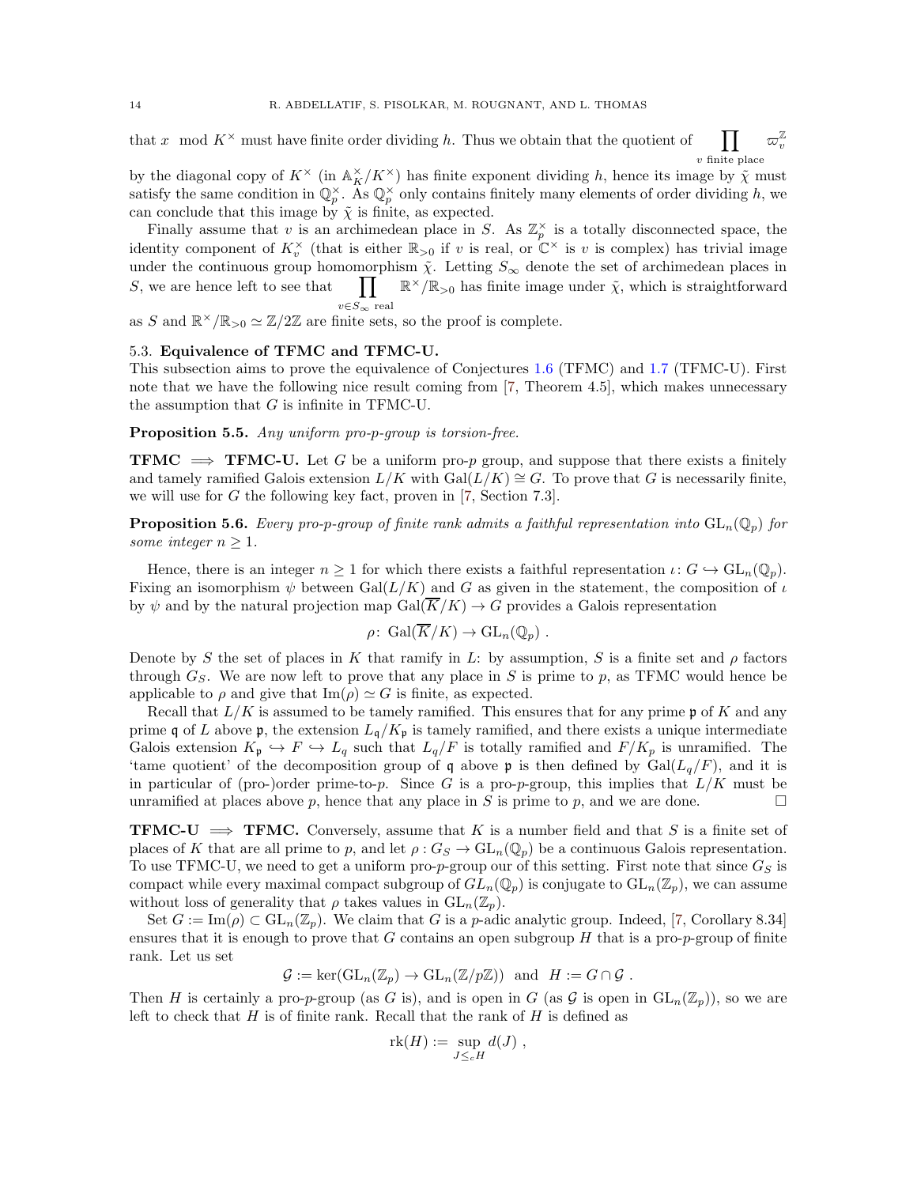that $x \mod K^\times$ must have finite order dividing $h$. Thus we obtain that the quotient of $\prod_{v \text{ finite place}} \varpi_v^{\mathbb{Z}}$ by the diagonal copy of $K^\times$ (in $\mathbb{A}_K^\times/K^\times$) has finite exponent dividing $h$, hence its image by $\tilde{\chi}$ must satisfy the same condition in $\mathbb{Q}_p^\times$. As $\mathbb{Q}_p^\times$ only contains finitely many elements of order dividing $h$, we can conclude that this image by $\tilde{\chi}$ is finite, as expected.

Finally assume that $v$ is an archimedean place in $S$. As $\mathbb{Z}_p^\times$ is a totally disconnected space, the identity component of $K_v^\times$ (that is either $\mathbb{R}_{>0}$ if $v$ is real, or $\mathbb{C}^\times$ is $v$ is complex) has trivial image under the continuous group homomorphism $\tilde{\chi}$. Letting $S_\infty$ denote the set of archimedean places in $S$, we are hence left to see that $\prod_{v \in S_\infty \text{ real}} \mathbb{R}^\times/\mathbb{R}_{>0}$ has finite image under $\tilde{\chi}$, which is straightforward as $S$ and $\mathbb{R}^\times/\mathbb{R}_{>0} \simeq \mathbb{Z}/2\mathbb{Z}$ are finite sets, so the proof is complete.

### 5.3. Equivalence of TFMC and TFMC-U.

This subsection aims to prove the equivalence of Conjectures 1.6 (TFMC) and 1.7 (TFMC-U). First note that we have the following nice result coming from [7, Theorem 4.5], which makes unnecessary the assumption that $G$ is infinite in TFMC-U.

**Proposition 5.5.** *Any uniform pro-p-group is torsion-free.*

**TFMC $\implies$ TFMC-U.** Let $G$ be a uniform pro-$p$ group, and suppose that there exists a finitely and tamely ramified Galois extension $L/K$ with $\mathrm{Gal}(L/K) \cong G$. To prove that $G$ is necessarily finite, we will use for $G$ the following key fact, proven in [7, Section 7.3].

**Proposition 5.6.** *Every pro-p-group of finite rank admits a faithful representation into $\mathrm{GL}_n(\mathbb{Q}_p)$ for some integer $n \geq 1$.*

Hence, there is an integer $n \geq 1$ for which there exists a faithful representation $\iota \colon G \hookrightarrow \mathrm{GL}_n(\mathbb{Q}_p)$. Fixing an isomorphism $\psi$ between $\mathrm{Gal}(L/K)$ and $G$ as given in the statement, the composition of $\iota$ by $\psi$ and by the natural projection map $\mathrm{Gal}(\overline{K}/K) \to G$ provides a Galois representation

$$\rho \colon \mathrm{Gal}(\overline{K}/K) \to \mathrm{GL}_n(\mathbb{Q}_p) \ .$$

Denote by $S$ the set of places in $K$ that ramify in $L$: by assumption, $S$ is a finite set and $\rho$ factors through $G_S$. We are now left to prove that any place in $S$ is prime to $p$, as TFMC would hence be applicable to $\rho$ and give that $\mathrm{Im}(\rho) \simeq G$ is finite, as expected.

Recall that $L/K$ is assumed to be tamely ramified. This ensures that for any prime $\mathfrak{p}$ of $K$ and any prime $\mathfrak{q}$ of $L$ above $\mathfrak{p}$, the extension $L_\mathfrak{q}/K_\mathfrak{p}$ is tamely ramified, and there exists a unique intermediate Galois extension $K_\mathfrak{p} \hookrightarrow F \hookrightarrow L_q$ such that $L_q/F$ is totally ramified and $F/K_p$ is unramified. The 'tame quotient' of the decomposition group of $\mathfrak{q}$ above $\mathfrak{p}$ is then defined by $\mathrm{Gal}(L_q/F)$, and it is in particular of (pro-)order prime-to-$p$. Since $G$ is a pro-$p$-group, this implies that $L/K$ must be unramified at places above $p$, hence that any place in $S$ is prime to $p$, and we are done. □

**TFMC-U $\implies$ TFMC.** Conversely, assume that $K$ is a number field and that $S$ is a finite set of places of $K$ that are all prime to $p$, and let $\rho : G_S \to \mathrm{GL}_n(\mathbb{Q}_p)$ be a continuous Galois representation. To use TFMC-U, we need to get a uniform pro-$p$-group our of this setting. First note that since $G_S$ is compact while every maximal compact subgroup of $GL_n(\mathbb{Q}_p)$ is conjugate to $\mathrm{GL}_n(\mathbb{Z}_p)$, we can assume without loss of generality that $\rho$ takes values in $\mathrm{GL}_n(\mathbb{Z}_p)$.

Set $G := \mathrm{Im}(\rho) \subset \mathrm{GL}_n(\mathbb{Z}_p)$. We claim that $G$ is a $p$-adic analytic group. Indeed, [7, Corollary 8.34] ensures that it is enough to prove that $G$ contains an open subgroup $H$ that is a pro-$p$-group of finite rank. Let us set

$$\mathcal{G} := \ker(\mathrm{GL}_n(\mathbb{Z}_p) \to \mathrm{GL}_n(\mathbb{Z}/p\mathbb{Z})) \ \text{ and } \ H := G \cap \mathcal{G} \ .$$

Then $H$ is certainly a pro-$p$-group (as $G$ is), and is open in $G$ (as $\mathcal{G}$ is open in $\mathrm{GL}_n(\mathbb{Z}_p)$), so we are left to check that $H$ is of finite rank. Recall that the rank of $H$ is defined as

$$\mathrm{rk}(H) := \sup_{J \leq_c H} d(J) \ ,$$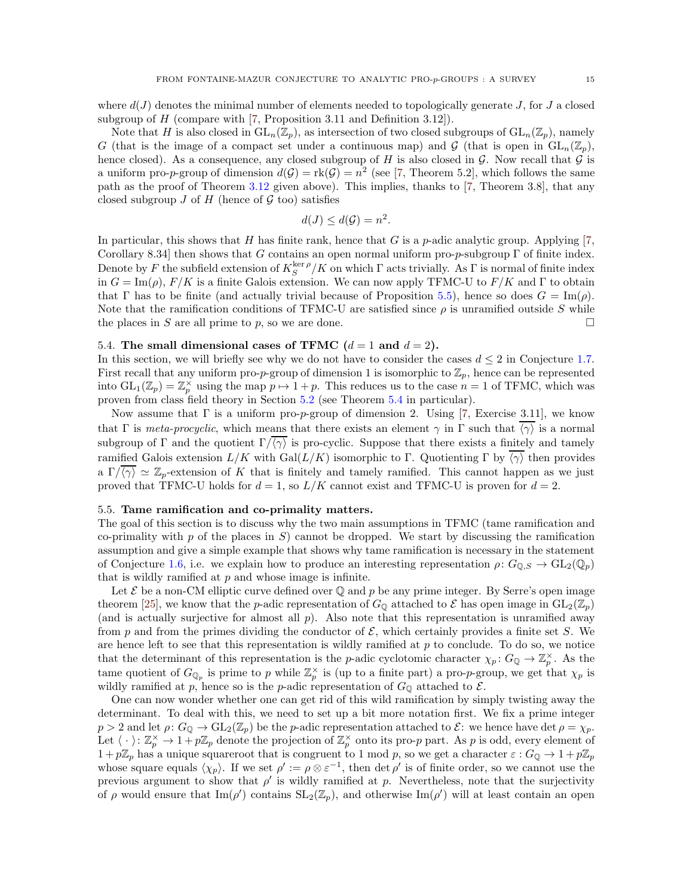where $d(J)$ denotes the minimal number of elements needed to topologically generate $J$, for $J$ a closed subgroup of $H$ (compare with [7, Proposition 3.11 and Definition 3.12]).

Note that $H$ is also closed in $\mathrm{GL}_n(\mathbb{Z}_p)$, as intersection of two closed subgroups of $\mathrm{GL}_n(\mathbb{Z}_p)$, namely $G$ (that is the image of a compact set under a continuous map) and $\mathcal{G}$ (that is open in $\mathrm{GL}_n(\mathbb{Z}_p)$, hence closed). As a consequence, any closed subgroup of $H$ is also closed in $\mathcal{G}$. Now recall that $\mathcal{G}$ is a uniform pro-$p$-group of dimension $d(\mathcal{G}) = \mathrm{rk}(\mathcal{G}) = n^2$ (see [7, Theorem 5.2], which follows the same path as the proof of Theorem 3.12 given above). This implies, thanks to [7, Theorem 3.8], that any closed subgroup $J$ of $H$ (hence of $\mathcal{G}$ too) satisfies

$$d(J) \leq d(\mathcal{G}) = n^2.$$

In particular, this shows that $H$ has finite rank, hence that $G$ is a $p$-adic analytic group. Applying [7, Corollary 8.34] then shows that $G$ contains an open normal uniform pro-$p$-subgroup $\Gamma$ of finite index. Denote by $F$ the subfield extension of $K_S^{\ker \rho}/K$ on which $\Gamma$ acts trivially. As $\Gamma$ is normal of finite index in $G = \mathrm{Im}(\rho)$, $F/K$ is a finite Galois extension. We can now apply TFMC-U to $F/K$ and $\Gamma$ to obtain that $\Gamma$ has to be finite (and actually trivial because of Proposition 5.5), hence so does $G = \mathrm{Im}(\rho)$. Note that the ramification conditions of TFMC-U are satisfied since $\rho$ is unramified outside $S$ while the places in $S$ are all prime to $p$, so we are done. $\square$

### 5.4. The small dimensional cases of TFMC ($d = 1$ and $d = 2$).

In this section, we will briefly see why we do not have to consider the cases $d \leq 2$ in Conjecture 1.7. First recall that any uniform pro-$p$-group of dimension 1 is isomorphic to $\mathbb{Z}_p$, hence can be represented into $\mathrm{GL}_1(\mathbb{Z}_p) = \mathbb{Z}_p^\times$ using the map $p \mapsto 1 + p$. This reduces us to the case $n = 1$ of TFMC, which was proven from class field theory in Section 5.2 (see Theorem 5.4 in particular).

Now assume that $\Gamma$ is a uniform pro-$p$-group of dimension 2. Using [7, Exercise 3.11], we know that $\Gamma$ is *meta-procyclic*, which means that there exists an element $\gamma$ in $\Gamma$ such that $\overline{\langle \gamma \rangle}$ is a normal subgroup of $\Gamma$ and the quotient $\Gamma/\overline{\langle \gamma \rangle}$ is pro-cyclic. Suppose that there exists a finitely and tamely ramified Galois extension $L/K$ with $\mathrm{Gal}(L/K)$ isomorphic to $\Gamma$. Quotienting $\Gamma$ by $\overline{\langle \gamma \rangle}$ then provides a $\Gamma/\overline{\langle \gamma \rangle} \simeq \mathbb{Z}_p$-extension of $K$ that is finitely and tamely ramified. This cannot happen as we just proved that TFMC-U holds for $d = 1$, so $L/K$ cannot exist and TFMC-U is proven for $d = 2$.

### 5.5. Tame ramification and co-primality matters.

The goal of this section is to discuss why the two main assumptions in TFMC (tame ramification and co-primality with $p$ of the places in $S$) cannot be dropped. We start by discussing the ramification assumption and give a simple example that shows why tame ramification is necessary in the statement of Conjecture 1.6, i.e. we explain how to produce an interesting representation $\rho\colon G_{\mathbb{Q},S} \to \mathrm{GL}_2(\mathbb{Q}_p)$ that is wildly ramified at $p$ and whose image is infinite.

Let $\mathcal{E}$ be a non-CM elliptic curve defined over $\mathbb{Q}$ and $p$ be any prime integer. By Serre's open image theorem [25], we know that the $p$-adic representation of $G_{\mathbb{Q}}$ attached to $\mathcal{E}$ has open image in $\mathrm{GL}_2(\mathbb{Z}_p)$ (and is actually surjective for almost all $p$). Also note that this representation is unramified away from $p$ and from the primes dividing the conductor of $\mathcal{E}$, which certainly provides a finite set $S$. We are hence left to see that this representation is wildly ramified at $p$ to conclude. To do so, we notice that the determinant of this representation is the $p$-adic cyclotomic character $\chi_p\colon G_{\mathbb{Q}} \to \mathbb{Z}_p^\times$. As the tame quotient of $G_{\mathbb{Q}_p}$ is prime to $p$ while $\mathbb{Z}_p^\times$ is (up to a finite part) a pro-$p$-group, we get that $\chi_p$ is wildly ramified at $p$, hence so is the $p$-adic representation of $G_{\mathbb{Q}}$ attached to $\mathcal{E}$.

One can now wonder whether one can get rid of this wild ramification by simply twisting away the determinant. To deal with this, we need to set up a bit more notation first. We fix a prime integer $p > 2$ and let $\rho\colon G_{\mathbb{Q}} \to \mathrm{GL}_2(\mathbb{Z}_p)$ be the $p$-adic representation attached to $\mathcal{E}$: we hence have $\det \rho = \chi_p$. Let $\langle \cdot \rangle\colon \mathbb{Z}_p^\times \to 1 + p\mathbb{Z}_p$ denote the projection of $\mathbb{Z}_p^\times$ onto its pro-$p$ part. As $p$ is odd, every element of $1 + p\mathbb{Z}_p$ has a unique squareroot that is congruent to 1 mod $p$, so we get a character $\varepsilon : G_{\mathbb{Q}} \to 1 + p\mathbb{Z}_p$ whose square equals $\langle \chi_p \rangle$. If we set $\rho' := \rho \otimes \varepsilon^{-1}$, then $\det \rho'$ is of finite order, so we cannot use the previous argument to show that $\rho'$ is wildly ramified at $p$. Nevertheless, note that the surjectivity of $\rho$ would ensure that $\mathrm{Im}(\rho')$ contains $\mathrm{SL}_2(\mathbb{Z}_p)$, and otherwise $\mathrm{Im}(\rho')$ will at least contain an open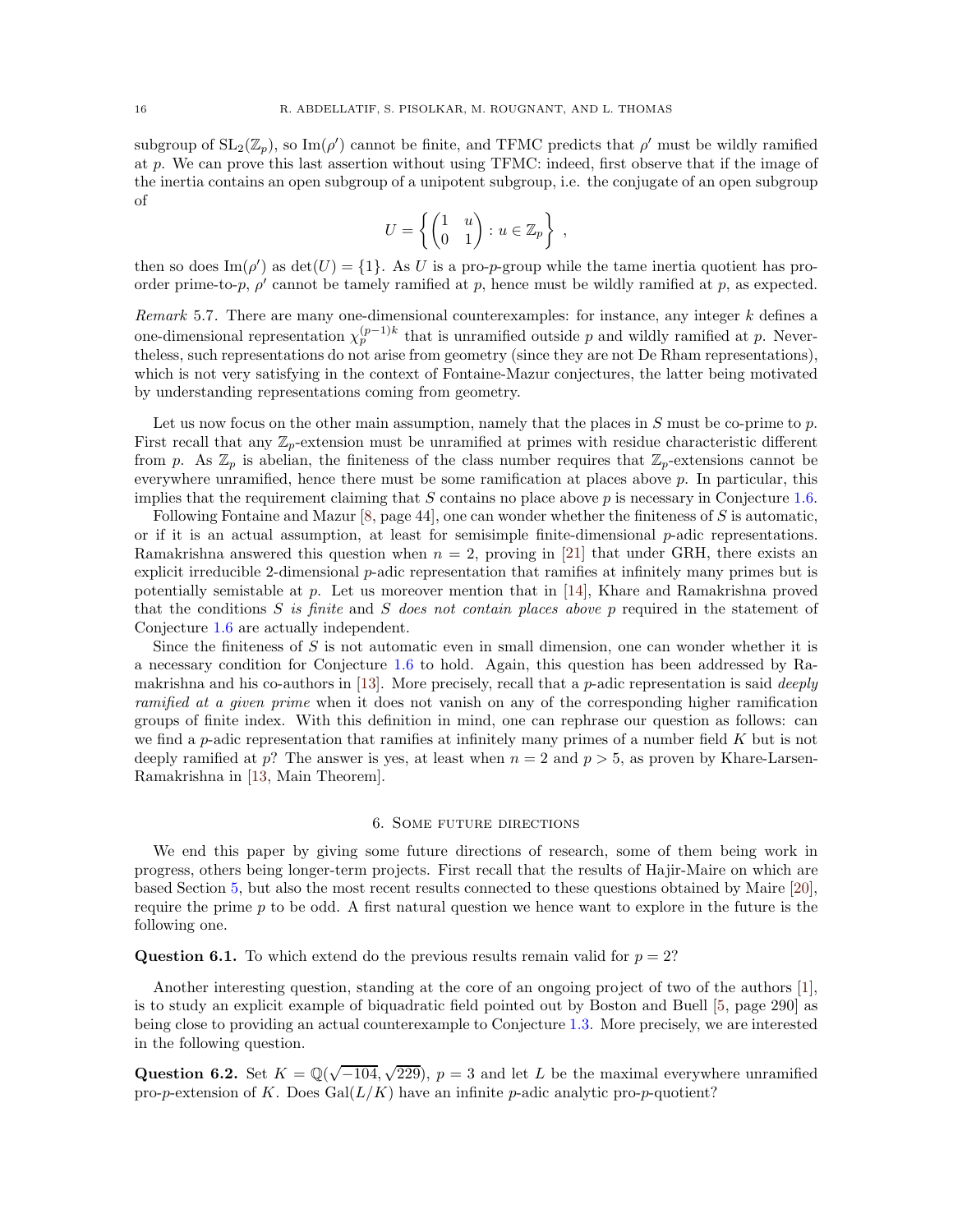subgroup of $\mathrm{SL}_2(\mathbb{Z}_p)$, so $\mathrm{Im}(\rho')$ cannot be finite, and TFMC predicts that $\rho'$ must be wildly ramified at $p$. We can prove this last assertion without using TFMC: indeed, first observe that if the image of the inertia contains an open subgroup of a unipotent subgroup, i.e. the conjugate of an open subgroup of

$$U = \left\{ \begin{pmatrix} 1 & u \\ 0 & 1 \end{pmatrix} : u \in \mathbb{Z}_p \right\} \ ,$$

then so does $\mathrm{Im}(\rho')$ as $\det(U) = \{1\}$. As $U$ is a pro-$p$-group while the tame inertia quotient has pro-order prime-to-$p$, $\rho'$ cannot be tamely ramified at $p$, hence must be wildly ramified at $p$, as expected.

*Remark* 5.7. There are many one-dimensional counterexamples: for instance, any integer $k$ defines a one-dimensional representation $\chi_p^{(p-1)k}$ that is unramified outside $p$ and wildly ramified at $p$. Nevertheless, such representations do not arise from geometry (since they are not De Rham representations), which is not very satisfying in the context of Fontaine-Mazur conjectures, the latter being motivated by understanding representations coming from geometry.

Let us now focus on the other main assumption, namely that the places in $S$ must be co-prime to $p$. First recall that any $\mathbb{Z}_p$-extension must be unramified at primes with residue characteristic different from $p$. As $\mathbb{Z}_p$ is abelian, the finiteness of the class number requires that $\mathbb{Z}_p$-extensions cannot be everywhere unramified, hence there must be some ramification at places above $p$. In particular, this implies that the requirement claiming that $S$ contains no place above $p$ is necessary in Conjecture 1.6.

Following Fontaine and Mazur [8, page 44], one can wonder whether the finiteness of $S$ is automatic, or if it is an actual assumption, at least for semisimple finite-dimensional $p$-adic representations. Ramakrishna answered this question when $n = 2$, proving in [21] that under GRH, there exists an explicit irreducible 2-dimensional $p$-adic representation that ramifies at infinitely many primes but is potentially semistable at $p$. Let us moreover mention that in [14], Khare and Ramakrishna proved that the conditions *$S$ is finite* and *$S$ does not contain places above $p$* required in the statement of Conjecture 1.6 are actually independent.

Since the finiteness of $S$ is not automatic even in small dimension, one can wonder whether it is a necessary condition for Conjecture 1.6 to hold. Again, this question has been addressed by Ramakrishna and his co-authors in [13]. More precisely, recall that a $p$-adic representation is said *deeply ramified at a given prime* when it does not vanish on any of the corresponding higher ramification groups of finite index. With this definition in mind, one can rephrase our question as follows: can we find a $p$-adic representation that ramifies at infinitely many primes of a number field $K$ but is not deeply ramified at $p$? The answer is yes, at least when $n = 2$ and $p > 5$, as proven by Khare-Larsen-Ramakrishna in [13, Main Theorem].

## 6. Some future directions

We end this paper by giving some future directions of research, some of them being work in progress, others being longer-term projects. First recall that the results of Hajir-Maire on which are based Section 5, but also the most recent results connected to these questions obtained by Maire [20], require the prime $p$ to be odd. A first natural question we hence want to explore in the future is the following one.

**Question 6.1.** To which extend do the previous results remain valid for $p = 2$?

Another interesting question, standing at the core of an ongoing project of two of the authors [1], is to study an explicit example of biquadratic field pointed out by Boston and Buell [5, page 290] as being close to providing an actual counterexample to Conjecture 1.3. More precisely, we are interested in the following question.

**Question 6.2.** Set $K = \mathbb{Q}(\sqrt{-104}, \sqrt{229})$, $p = 3$ and let $L$ be the maximal everywhere unramified pro-$p$-extension of $K$. Does $\mathrm{Gal}(L/K)$ have an infinite $p$-adic analytic pro-$p$-quotient?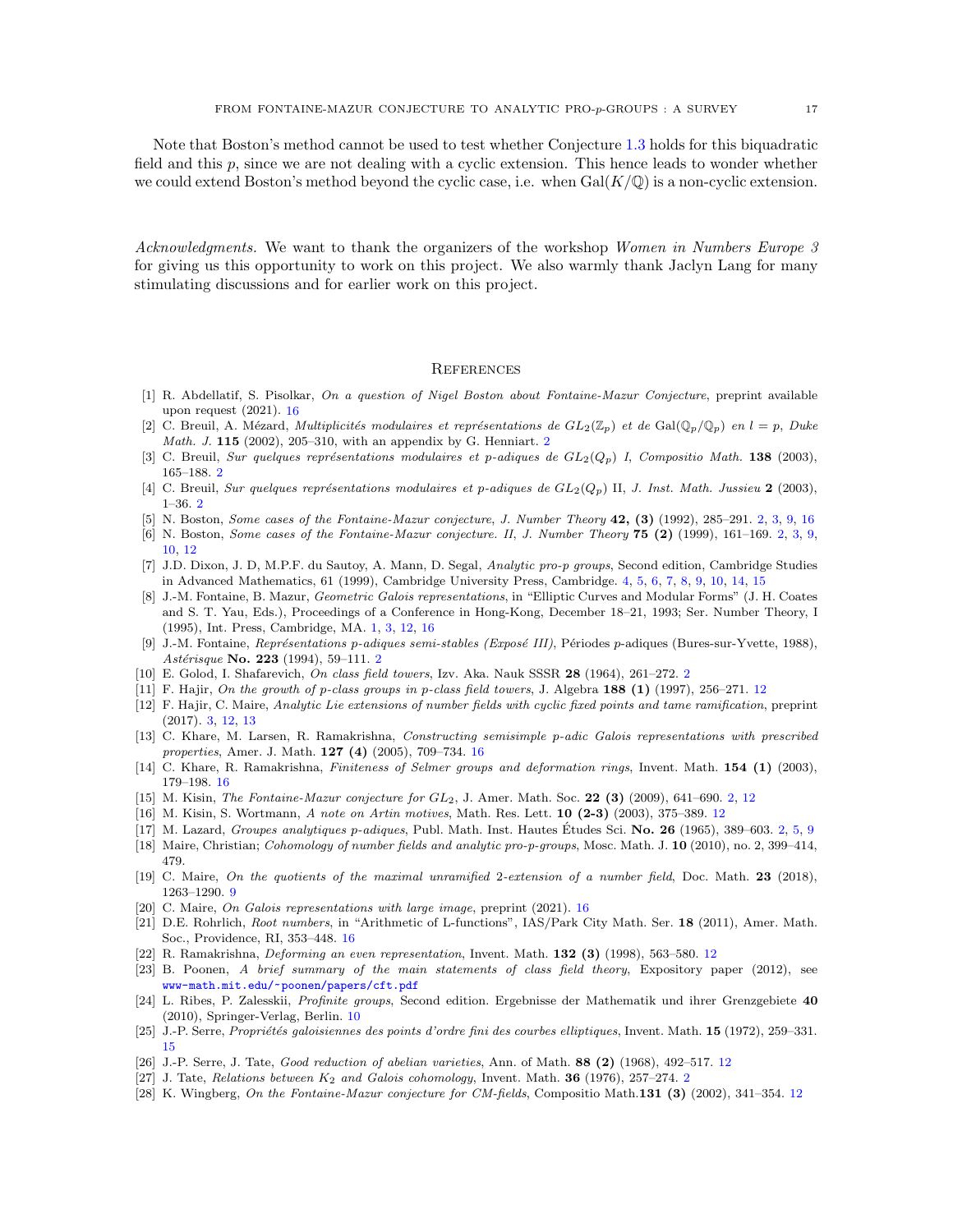Note that Boston's method cannot be used to test whether Conjecture 1.3 holds for this biquadratic field and this $p$, since we are not dealing with a cyclic extension. This hence leads to wonder whether we could extend Boston's method beyond the cyclic case, i.e. when $\mathrm{Gal}(K/\mathbb{Q})$ is a non-cyclic extension.

*Acknowledgments.* We want to thank the organizers of the workshop *Women in Numbers Europe 3* for giving us this opportunity to work on this project. We also warmly thank Jaclyn Lang for many stimulating discussions and for earlier work on this project.

## References

[1] R. Abdellatif, S. Pisolkar, *On a question of Nigel Boston about Fontaine-Mazur Conjecture*, preprint available upon request (2021). 16

[2] C. Breuil, A. Mézard, *Multiplicités modulaires et représentations de $GL_2(\mathbb{Z}_p)$ et de $\mathrm{Gal}(\overline{\mathbb{Q}}_p/\mathbb{Q}_p)$ en $l = p$*, *Duke Math. J.* **115** (2002), 205–310, with an appendix by G. Henniart. 2

[3] C. Breuil, *Sur quelques représentations modulaires et p-adiques de $GL_2(Q_p)$ I*, *Compositio Math.* **138** (2003), 165–188. 2

[4] C. Breuil, *Sur quelques représentations modulaires et p-adiques de $GL_2(Q_p)$* II, *J. Inst. Math. Jussieu* **2** (2003), 1–36. 2

[5] N. Boston, *Some cases of the Fontaine-Mazur conjecture*, *J. Number Theory* **42, (3)** (1992), 285–291. 2, 3, 9, 16

[6] N. Boston, *Some cases of the Fontaine-Mazur conjecture. II*, *J. Number Theory* **75 (2)** (1999), 161–169. 2, 3, 9, 10, 12

[7] J.D. Dixon, J. D, M.P.F. du Sautoy, A. Mann, D. Segal, *Analytic pro-p groups*, Second edition, Cambridge Studies in Advanced Mathematics, 61 (1999), Cambridge University Press, Cambridge. 4, 5, 6, 7, 8, 9, 10, 14, 15

[8] J.-M. Fontaine, B. Mazur, *Geometric Galois representations*, in "Elliptic Curves and Modular Forms" (J. H. Coates and S. T. Yau, Eds.), Proceedings of a Conference in Hong-Kong, December 18–21, 1993; Ser. Number Theory, I (1995), Int. Press, Cambridge, MA. 1, 3, 12, 16

[9] J.-M. Fontaine, *Représentations p-adiques semi-stables (Exposé III)*, Périodes $p$-adiques (Bures-sur-Yvette, 1988), *Astérisque* **No. 223** (1994), 59–111. 2

[10] E. Golod, I. Shafarevich, *On class field towers*, Izv. Aka. Nauk SSSR **28** (1964), 261–272. 2

[11] F. Hajir, *On the growth of p-class groups in p-class field towers*, J. Algebra **188 (1)** (1997), 256–271. 12

[12] F. Hajir, C. Maire, *Analytic Lie extensions of number fields with cyclic fixed points and tame ramification*, preprint (2017). 3, 12, 13

[13] C. Khare, M. Larsen, R. Ramakrishna, *Constructing semisimple p-adic Galois representations with prescribed properties*, Amer. J. Math. **127 (4)** (2005), 709–734. 16

[14] C. Khare, R. Ramakrishna, *Finiteness of Selmer groups and deformation rings*, Invent. Math. **154 (1)** (2003), 179–198. 16

[15] M. Kisin, *The Fontaine-Mazur conjecture for $GL_2$*, J. Amer. Math. Soc. **22 (3)** (2009), 641–690. 2, 12

[16] M. Kisin, S. Wortmann, *A note on Artin motives*, Math. Res. Lett. **10 (2-3)** (2003), 375–389. 12

[17] M. Lazard, *Groupes analytiques p-adiques*, Publ. Math. Inst. Hautes Études Sci. **No. 26** (1965), 389–603. 2, 5, 9

[18] Maire, Christian; *Cohomology of number fields and analytic pro-p-groups*, Mosc. Math. J. **10** (2010), no. 2, 399–414, 479.

[19] C. Maire, *On the quotients of the maximal unramified 2-extension of a number field*, Doc. Math. **23** (2018), 1263–1290. 9

[20] C. Maire, *On Galois representations with large image*, preprint (2021). 16

[21] D.E. Rohrlich, *Root numbers*, in "Arithmetic of L-functions", IAS/Park City Math. Ser. **18** (2011), Amer. Math. Soc., Providence, RI, 353–448. 16

[22] R. Ramakrishna, *Deforming an even representation*, Invent. Math. **132 (3)** (1998), 563–580. 12

[23] B. Poonen, *A brief summary of the main statements of class field theory*, Expository paper (2012), see www-math.mit.edu/~poonen/papers/cft.pdf

[24] L. Ribes, P. Zalesskii, *Profinite groups*, Second edition. Ergebnisse der Mathematik und ihrer Grenzgebiete **40** (2010), Springer-Verlag, Berlin. 10

[25] J.-P. Serre, *Propriétés galoisiennes des points d'ordre fini des courbes elliptiques*, Invent. Math. **15** (1972), 259–331. 15

[26] J.-P. Serre, J. Tate, *Good reduction of abelian varieties*, Ann. of Math. **88 (2)** (1968), 492–517. 12

[27] J. Tate, *Relations between $K_2$ and Galois cohomology*, Invent. Math. **36** (1976), 257–274. 2

[28] K. Wingberg, *On the Fontaine-Mazur conjecture for CM-fields*, Compositio Math.**131 (3)** (2002), 341–354. 12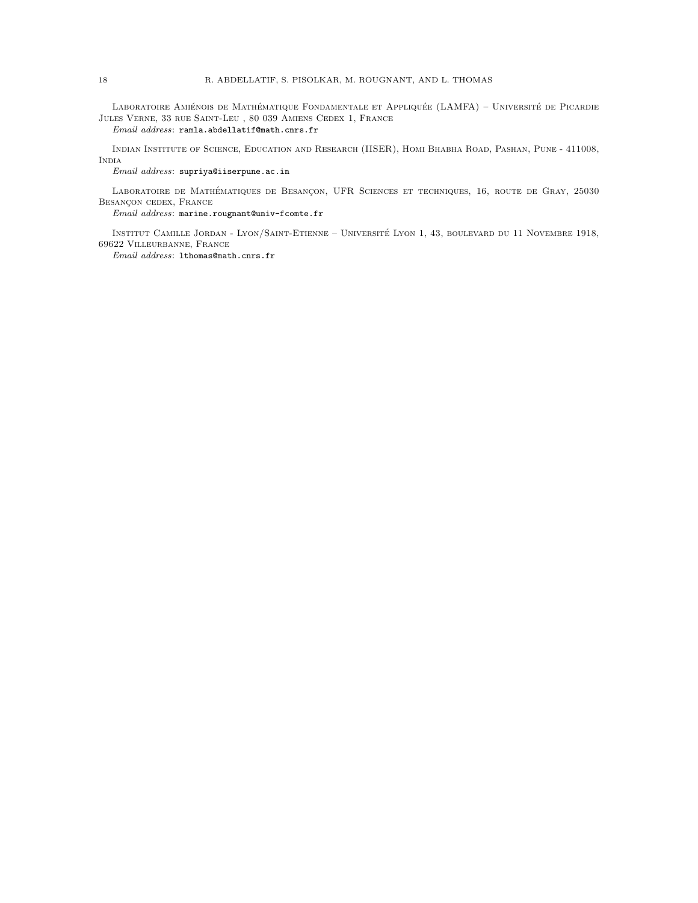Laboratoire Amiénois de Mathématique Fondamentale et Appliquée (LAMFA) – Université de Picardie Jules Verne, 33 rue Saint-Leu , 80 039 Amiens Cedex 1, France

*Email address*: ramla.abdellatif@math.cnrs.fr

Indian Institute of Science, Education and Research (IISER), Homi Bhabha Road, Pashan, Pune - 411008, India

*Email address*: supriya@iiserpune.ac.in

Laboratoire de Mathématiques de Besançon, UFR Sciences et techniques, 16, route de Gray, 25030 Besançon cedex, France

*Email address*: marine.rougnant@univ-fcomte.fr

Institut Camille Jordan - Lyon/Saint-Etienne – Université Lyon 1, 43, boulevard du 11 Novembre 1918, 69622 Villeurbanne, France

*Email address*: lthomas@math.cnrs.fr